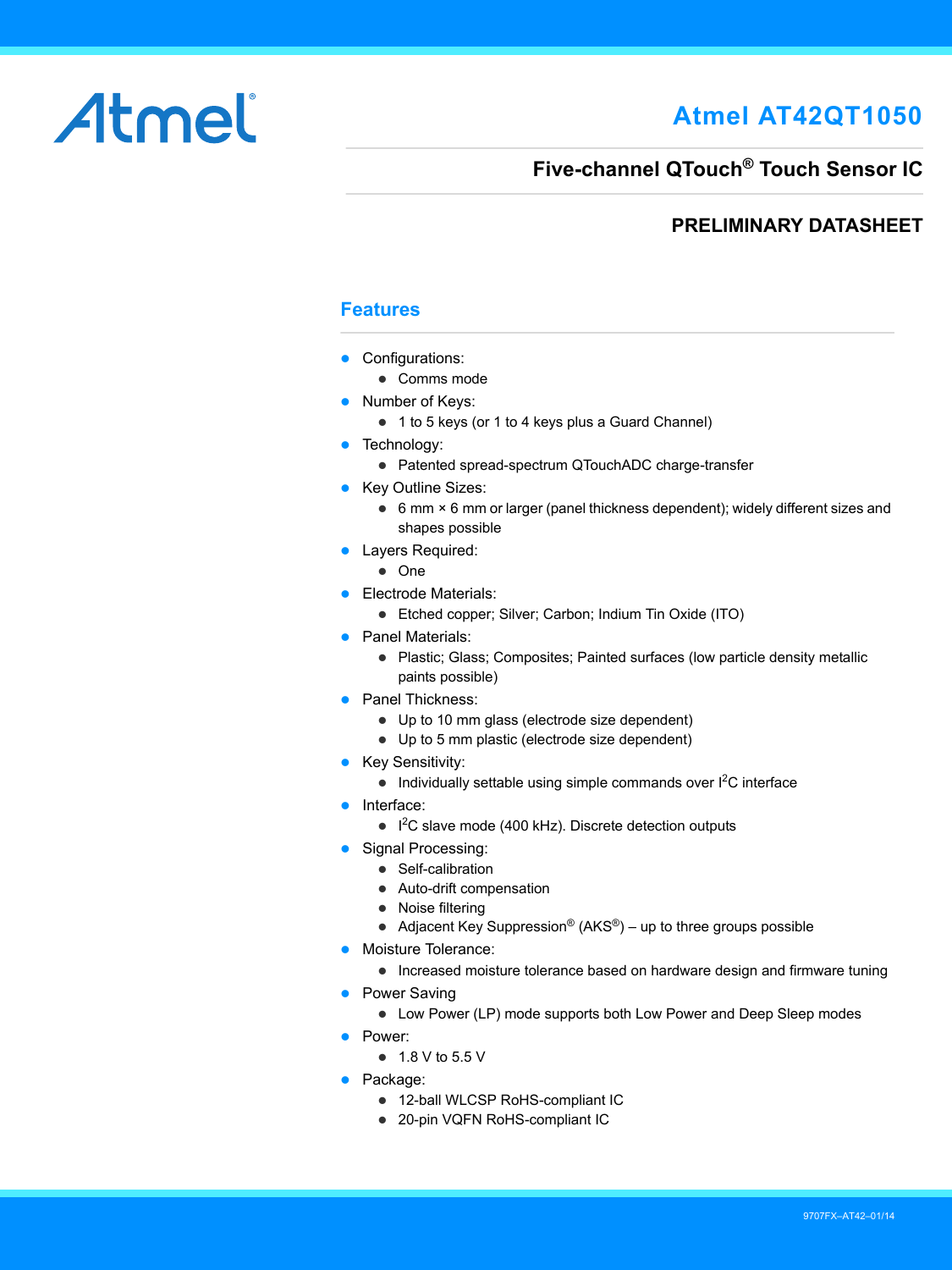Atmel

# Atmel AT42QT1050

## Five-channel QTouch® Touch Sensor IC

### PRELIMINARY DATASHEET

## Features

- Configurations:
  - Comms mode
- Number of Keys:
  - 1 to 5 keys (or 1 to 4 keys plus a Guard Channel)
- Technology:
  - Patented spread-spectrum QTouchADC charge-transfer
- Key Outline Sizes:
  - 6 mm × 6 mm or larger (panel thickness dependent); widely different sizes and shapes possible
- Layers Required:
  - One
- Electrode Materials:
  - Etched copper; Silver; Carbon; Indium Tin Oxide (ITO)
- Panel Materials:
  - Plastic; Glass; Composites; Painted surfaces (low particle density metallic paints possible)
- Panel Thickness:
  - Up to 10 mm glass (electrode size dependent)
  - Up to 5 mm plastic (electrode size dependent)
- Key Sensitivity:
  - Individually settable using simple commands over $I^2C$ interface
- Interface:
  - $I^2C$ slave mode (400 kHz). Discrete detection outputs
- Signal Processing:
  - Self-calibration
  - Auto-drift compensation
  - Noise filtering
  - Adjacent Key Suppression® (AKS®) – up to three groups possible
- Moisture Tolerance:
  - Increased moisture tolerance based on hardware design and firmware tuning
- Power Saving
  - Low Power (LP) mode supports both Low Power and Deep Sleep modes
- Power:
  - 1.8 V to 5.5 V
- Package:
  - 12-ball WLCSP RoHS-compliant IC
  - 20-pin VQFN RoHS-compliant IC

9707FX–AT42–01/14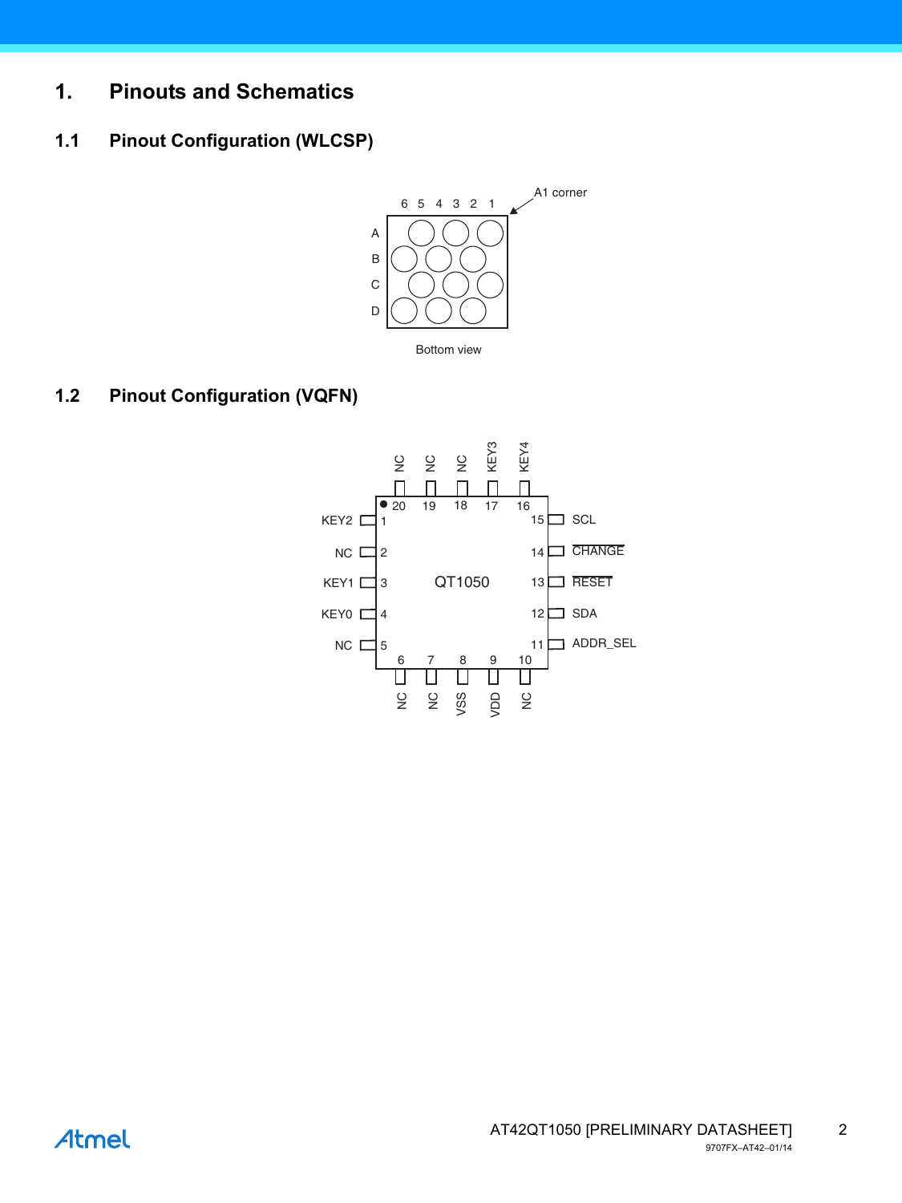# 1. Pinouts and Schematics

## 1.1 Pinout Configuration (WLCSP)

6 5 4 3 2 1

A1 corner

A
B
C
D

Bottom view

## 1.2 Pinout Configuration (VQFN)

| Pin | Name |
|---|---|
| 1 | KEY2 |
| 2 | NC |
| 3 | KEY1 |
| 4 | KEY0 |
| 5 | NC |
| 6 | NC |
| 7 | NC |
| 8 | VSS |
| 9 | VDD |
| 10 | NC |
| 11 | ADDR_SEL |
| 12 | SDA |
| 13 | $\overline{\text{RESET}}$ |
| 14 | $\overline{\text{CHANGE}}$ |
| 15 | SCL |
| 16 | KEY4 |
| 17 | KEY3 |
| 18 | NC |
| 19 | NC |
| 20 | NC |

QT1050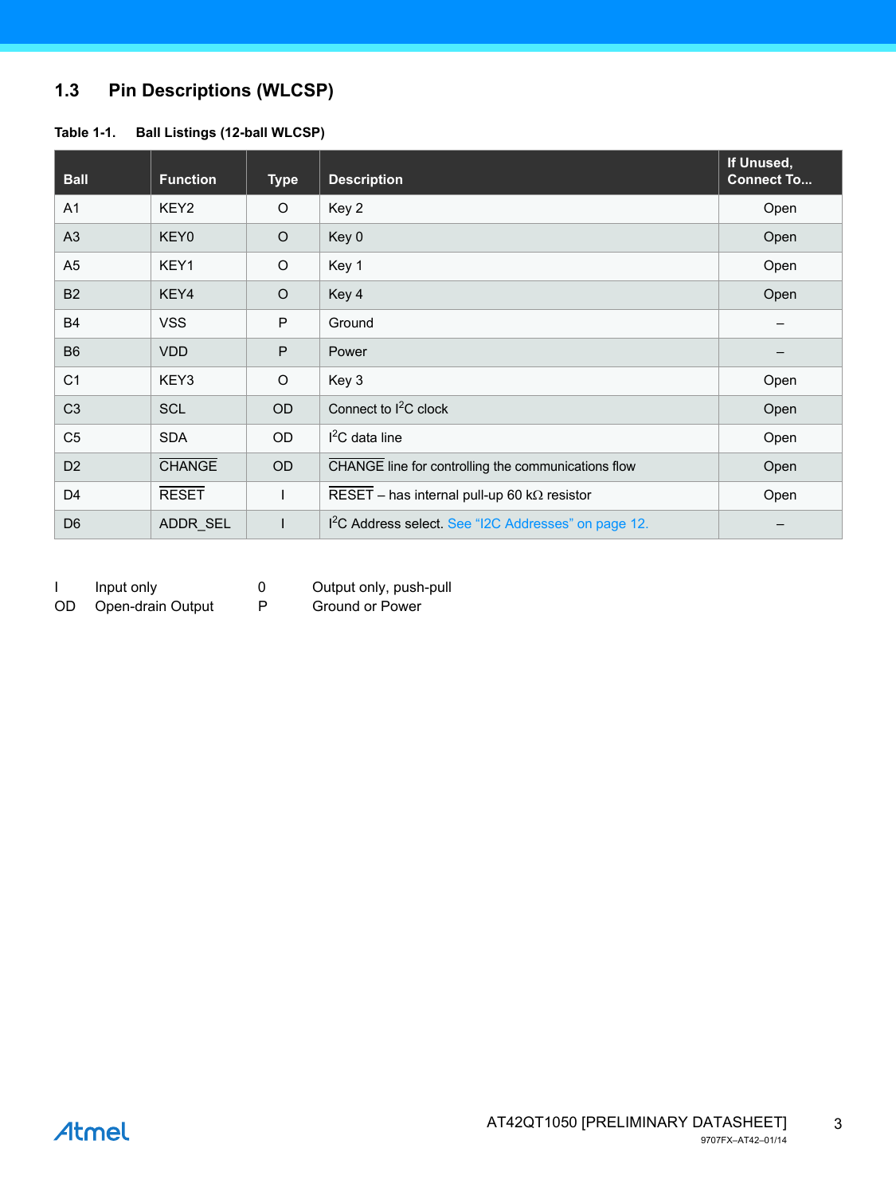## 1.3 Pin Descriptions (WLCSP)

**Table 1-1. Ball Listings (12-ball WLCSP)**

| Ball | Function | Type | Description | If Unused, Connect To... |
|---|---|---|---|---|
| A1 | KEY2 | O | Key 2 | Open |
| A3 | KEY0 | O | Key 0 | Open |
| A5 | KEY1 | O | Key 1 | Open |
| B2 | KEY4 | O | Key 4 | Open |
| B4 | VSS | P | Ground | – |
| B6 | VDD | P | Power | – |
| C1 | KEY3 | O | Key 3 | Open |
| C3 | SCL | OD | Connect to $I^2C$ clock | Open |
| C5 | SDA | OD | $I^2C$ data line | Open |
| D2 | $\overline{\text{CHANGE}}$ | OD | $\overline{\text{CHANGE}}$ line for controlling the communications flow | Open |
| D4 | $\overline{\text{RESET}}$ | I | $\overline{\text{RESET}}$ – has internal pull-up 60 kΩ resistor | Open |
| D6 | ADDR_SEL | I | $I^2C$ Address select. See "I2C Addresses" on page 12. | – |

| | | | |
|---|---|---|---|
| I | Input only | 0 | Output only, push-pull |
| OD | Open-drain Output | P | Ground or Power |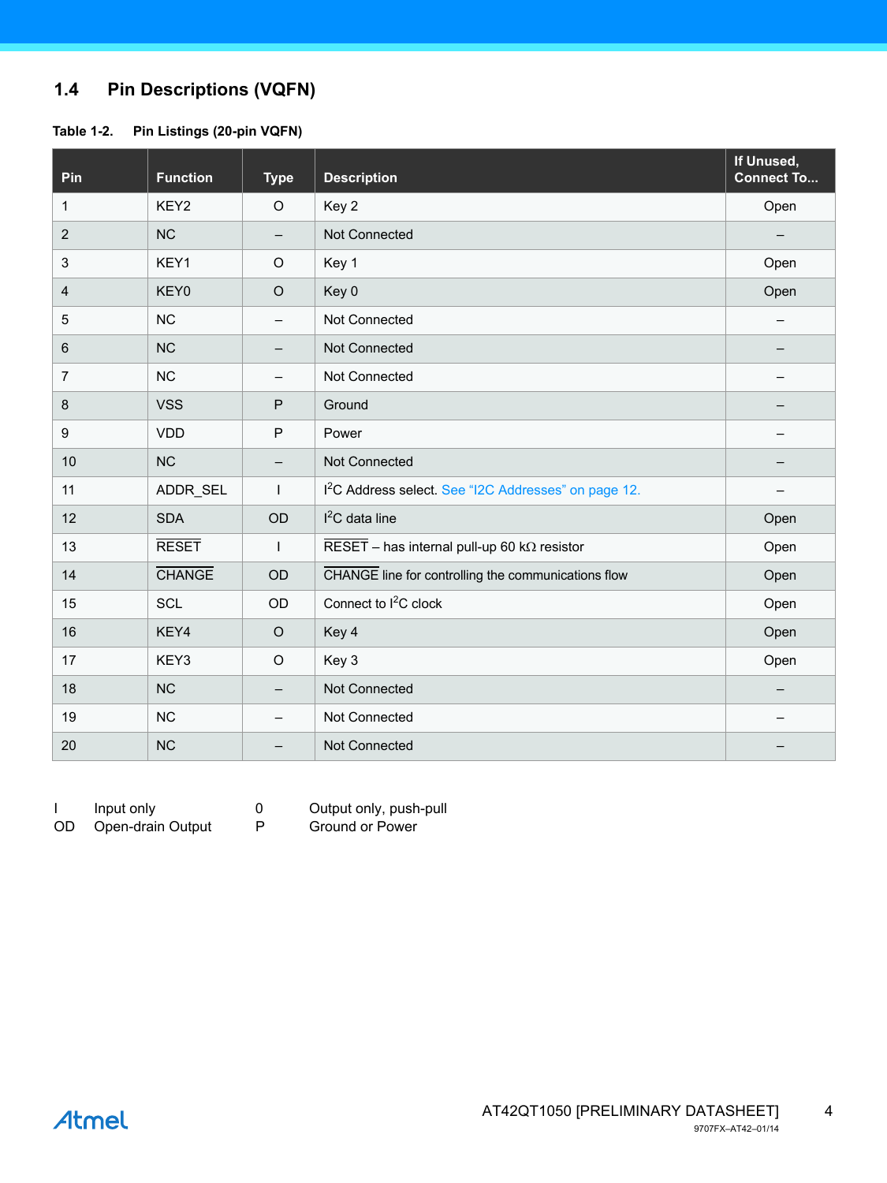## 1.4 Pin Descriptions (VQFN)

**Table 1-2. Pin Listings (20-pin VQFN)**

| Pin | Function | Type | Description | If Unused, Connect To... |
|---|---|---|---|---|
| 1 | KEY2 | O | Key 2 | Open |
| 2 | NC | – | Not Connected | – |
| 3 | KEY1 | O | Key 1 | Open |
| 4 | KEY0 | O | Key 0 | Open |
| 5 | NC | – | Not Connected | – |
| 6 | NC | – | Not Connected | – |
| 7 | NC | – | Not Connected | – |
| 8 | VSS | P | Ground | – |
| 9 | VDD | P | Power | – |
| 10 | NC | – | Not Connected | – |
| 11 | ADDR_SEL | I | $I^2C$ Address select. See "I2C Addresses" on page 12. | – |
| 12 | SDA | OD | $I^2C$ data line | Open |
| 13 | $\overline{\text{RESET}}$ | I | $\overline{\text{RESET}}$ – has internal pull-up 60 kΩ resistor | Open |
| 14 | $\overline{\text{CHANGE}}$ | OD | $\overline{\text{CHANGE}}$ line for controlling the communications flow | Open |
| 15 | SCL | OD | Connect to $I^2C$ clock | Open |
| 16 | KEY4 | O | Key 4 | Open |
| 17 | KEY3 | O | Key 3 | Open |
| 18 | NC | – | Not Connected | – |
| 19 | NC | – | Not Connected | – |
| 20 | NC | – | Not Connected | – |

| | | | |
|---|---|---|---|
| I | Input only | 0 | Output only, push-pull |
| OD | Open-drain Output | P | Ground or Power |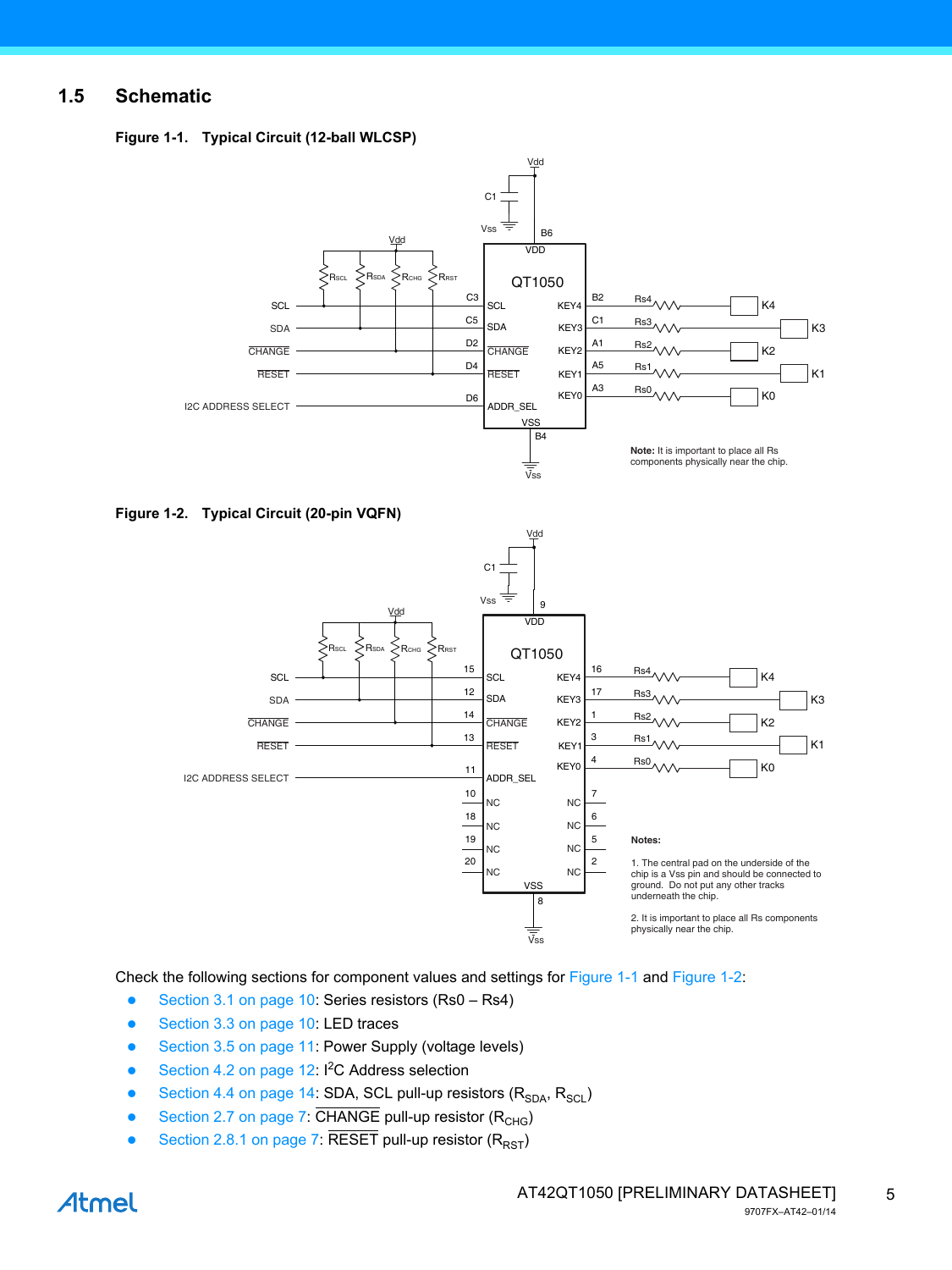## 1.5 Schematic

**Figure 1-1. Typical Circuit (12-ball WLCSP)**

**Note:** It is important to place all Rs components physically near the chip.

**Figure 1-2. Typical Circuit (20-pin VQFN)**

**Notes:**

1. The central pad on the underside of the chip is a Vss pin and should be connected to ground. Do not put any other tracks underneath the chip.

2. It is important to place all Rs components physically near the chip.

Check the following sections for component values and settings for Figure 1-1 and Figure 1-2:

- Section 3.1 on page 10: Series resistors (Rs0 – Rs4)
- Section 3.3 on page 10: LED traces
- Section 3.5 on page 11: Power Supply (voltage levels)
- Section 4.2 on page 12: I$^2$C Address selection
- Section 4.4 on page 14: SDA, SCL pull-up resistors ($R_{SDA}$, $R_{SCL}$)
- Section 2.7 on page 7: $\overline{\text{CHANGE}}$ pull-up resistor ($R_{CHG}$)
- Section 2.8.1 on page 7: $\overline{\text{RESET}}$ pull-up resistor ($R_{RST}$)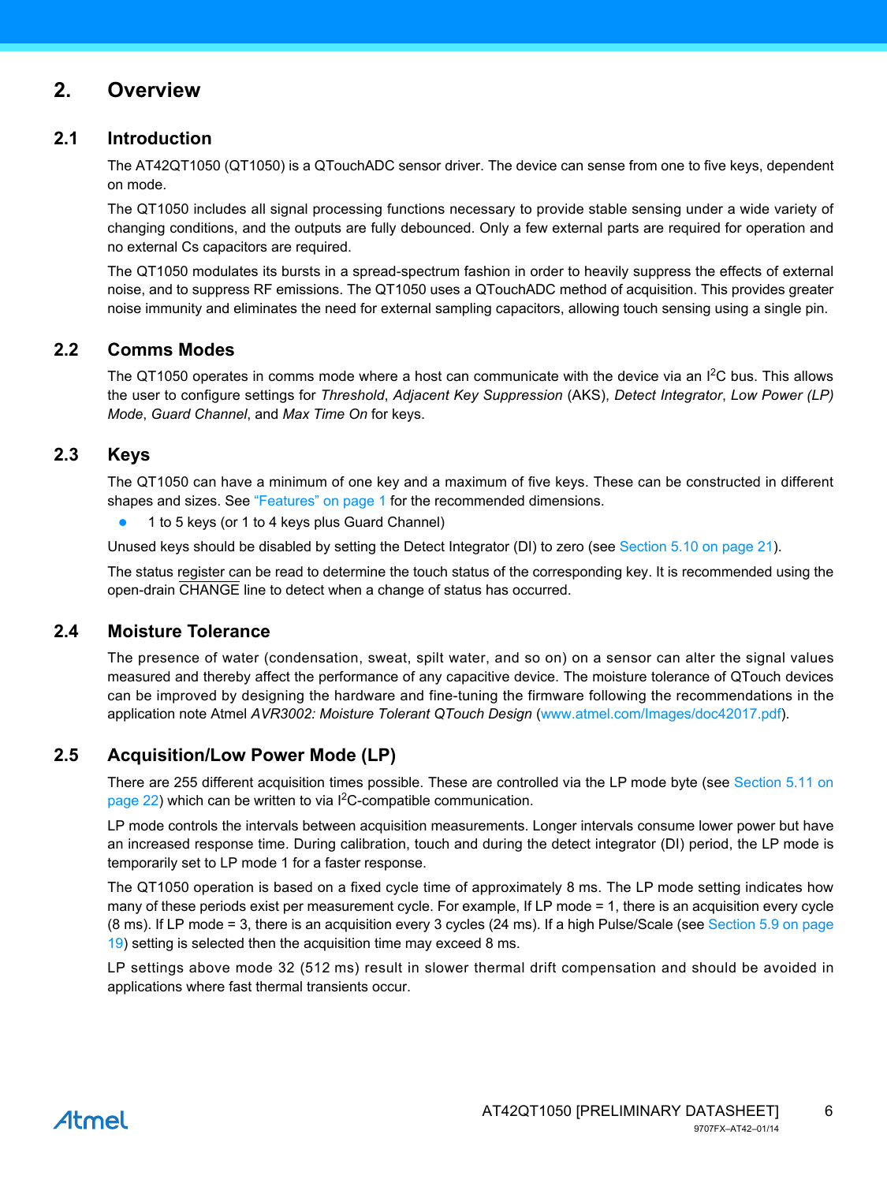## 2. Overview

### 2.1 Introduction

The AT42QT1050 (QT1050) is a QTouchADC sensor driver. The device can sense from one to five keys, dependent on mode.

The QT1050 includes all signal processing functions necessary to provide stable sensing under a wide variety of changing conditions, and the outputs are fully debounced. Only a few external parts are required for operation and no external Cs capacitors are required.

The QT1050 modulates its bursts in a spread-spectrum fashion in order to heavily suppress the effects of external noise, and to suppress RF emissions. The QT1050 uses a QTouchADC method of acquisition. This provides greater noise immunity and eliminates the need for external sampling capacitors, allowing touch sensing using a single pin.

### 2.2 Comms Modes

The QT1050 operates in comms mode where a host can communicate with the device via an $I^2C$ bus. This allows the user to configure settings for *Threshold*, *Adjacent Key Suppression* (AKS), *Detect Integrator*, *Low Power (LP) Mode*, *Guard Channel*, and *Max Time On* for keys.

### 2.3 Keys

The QT1050 can have a minimum of one key and a maximum of five keys. These can be constructed in different shapes and sizes. See "Features" on page 1 for the recommended dimensions.

- 1 to 5 keys (or 1 to 4 keys plus Guard Channel)

Unused keys should be disabled by setting the Detect Integrator (DI) to zero (see Section 5.10 on page 21).

The status register can be read to determine the touch status of the corresponding key. It is recommended using the open-drain $\overline{\text{CHANGE}}$ line to detect when a change of status has occurred.

### 2.4 Moisture Tolerance

The presence of water (condensation, sweat, spilt water, and so on) on a sensor can alter the signal values measured and thereby affect the performance of any capacitive device. The moisture tolerance of QTouch devices can be improved by designing the hardware and fine-tuning the firmware following the recommendations in the application note Atmel *AVR3002: Moisture Tolerant QTouch Design* (www.atmel.com/Images/doc42017.pdf).

### 2.5 Acquisition/Low Power Mode (LP)

There are 255 different acquisition times possible. These are controlled via the LP mode byte (see Section 5.11 on page 22) which can be written to via $I^2C$-compatible communication.

LP mode controls the intervals between acquisition measurements. Longer intervals consume lower power but have an increased response time. During calibration, touch and during the detect integrator (DI) period, the LP mode is temporarily set to LP mode 1 for a faster response.

The QT1050 operation is based on a fixed cycle time of approximately 8 ms. The LP mode setting indicates how many of these periods exist per measurement cycle. For example, If LP mode = 1, there is an acquisition every cycle (8 ms). If LP mode = 3, there is an acquisition every 3 cycles (24 ms). If a high Pulse/Scale (see Section 5.9 on page 19) setting is selected then the acquisition time may exceed 8 ms.

LP settings above mode 32 (512 ms) result in slower thermal drift compensation and should be avoided in applications where fast thermal transients occur.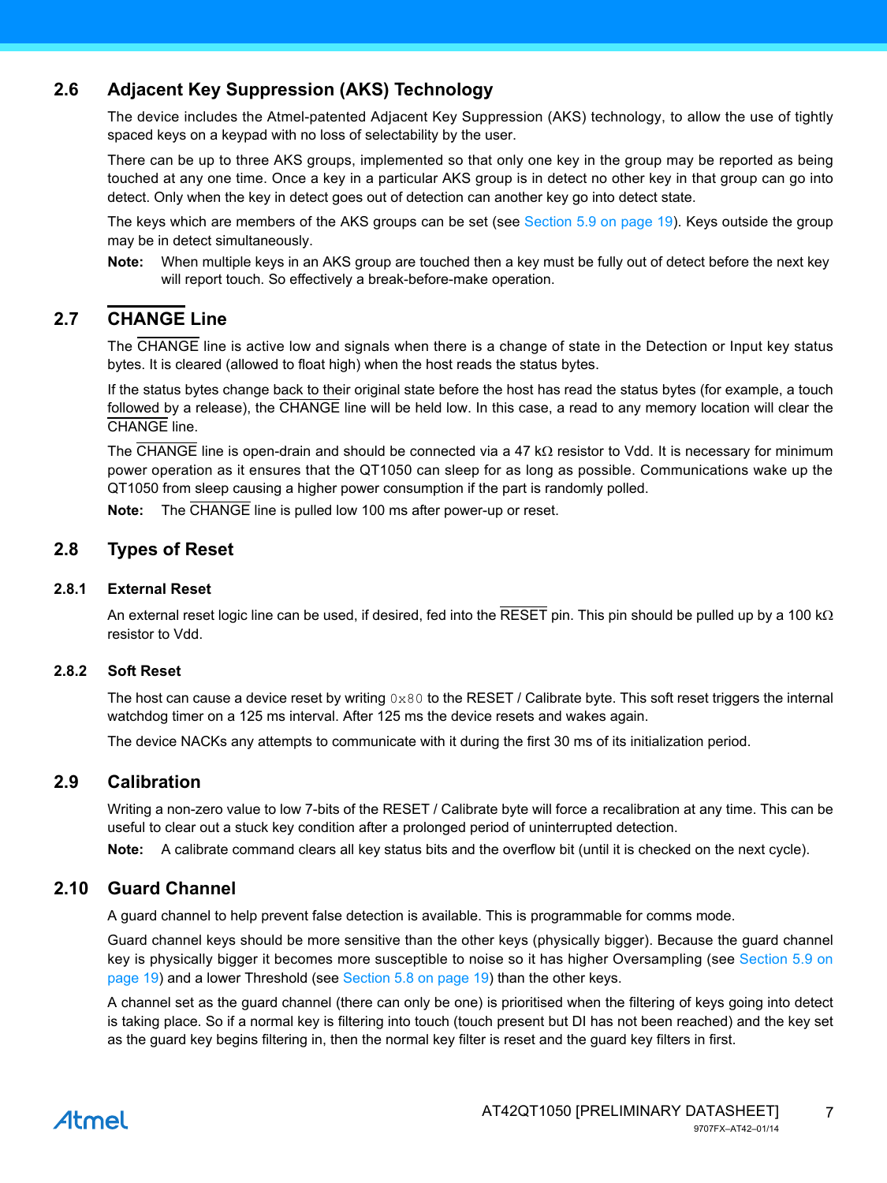## 2.6 Adjacent Key Suppression (AKS) Technology

The device includes the Atmel-patented Adjacent Key Suppression (AKS) technology, to allow the use of tightly spaced keys on a keypad with no loss of selectability by the user.

There can be up to three AKS groups, implemented so that only one key in the group may be reported as being touched at any one time. Once a key in a particular AKS group is in detect no other key in that group can go into detect. Only when the key in detect goes out of detection can another key go into detect state.

The keys which are members of the AKS groups can be set (see Section 5.9 on page 19). Keys outside the group may be in detect simultaneously.

**Note:** When multiple keys in an AKS group are touched then a key must be fully out of detect before the next key will report touch. So effectively a break-before-make operation.

## 2.7 $\overline{\text{CHANGE}}$ Line

The $\overline{\text{CHANGE}}$ line is active low and signals when there is a change of state in the Detection or Input key status bytes. It is cleared (allowed to float high) when the host reads the status bytes.

If the status bytes change back to their original state before the host has read the status bytes (for example, a touch followed by a release), the $\overline{\text{CHANGE}}$ line will be held low. In this case, a read to any memory location will clear the $\overline{\text{CHANGE}}$ line.

The $\overline{\text{CHANGE}}$ line is open-drain and should be connected via a 47 kΩ resistor to Vdd. It is necessary for minimum power operation as it ensures that the QT1050 can sleep for as long as possible. Communications wake up the QT1050 from sleep causing a higher power consumption if the part is randomly polled.

**Note:** The $\overline{\text{CHANGE}}$ line is pulled low 100 ms after power-up or reset.

## 2.8 Types of Reset

### 2.8.1 External Reset

An external reset logic line can be used, if desired, fed into the $\overline{\text{RESET}}$ pin. This pin should be pulled up by a 100 kΩ resistor to Vdd.

### 2.8.2 Soft Reset

The host can cause a device reset by writing `0x80` to the RESET / Calibrate byte. This soft reset triggers the internal watchdog timer on a 125 ms interval. After 125 ms the device resets and wakes again.

The device NACKs any attempts to communicate with it during the first 30 ms of its initialization period.

## 2.9 Calibration

Writing a non-zero value to low 7-bits of the RESET / Calibrate byte will force a recalibration at any time. This can be useful to clear out a stuck key condition after a prolonged period of uninterrupted detection.

**Note:** A calibrate command clears all key status bits and the overflow bit (until it is checked on the next cycle).

## 2.10 Guard Channel

A guard channel to help prevent false detection is available. This is programmable for comms mode.

Guard channel keys should be more sensitive than the other keys (physically bigger). Because the guard channel key is physically bigger it becomes more susceptible to noise so it has higher Oversampling (see Section 5.9 on page 19) and a lower Threshold (see Section 5.8 on page 19) than the other keys.

A channel set as the guard channel (there can only be one) is prioritised when the filtering of keys going into detect is taking place. So if a normal key is filtering into touch (touch present but DI has not been reached) and the key set as the guard key begins filtering in, then the normal key filter is reset and the guard key filters in first.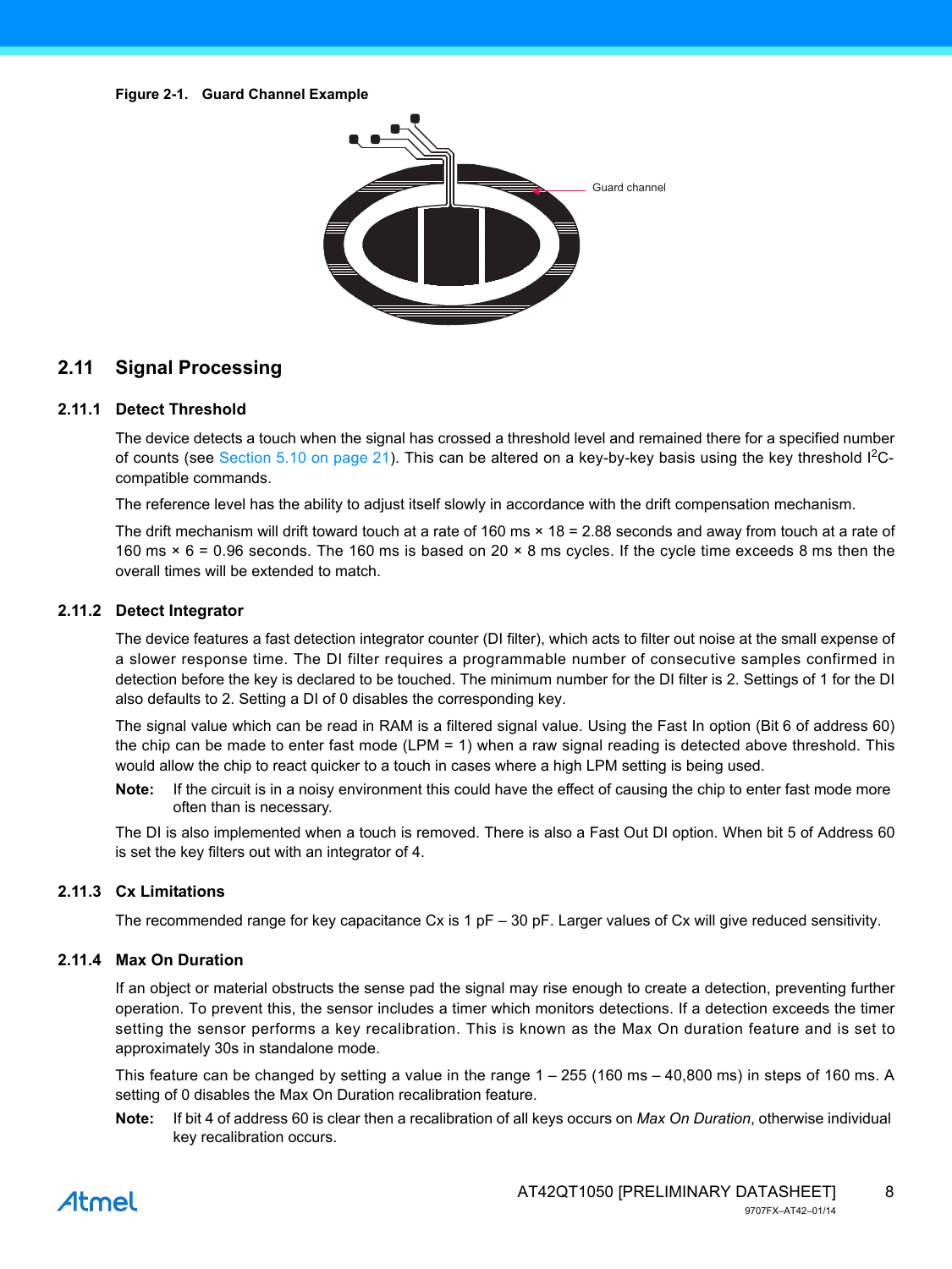**Figure 2-1. Guard Channel Example**

## 2.11 Signal Processing

### 2.11.1 Detect Threshold

The device detects a touch when the signal has crossed a threshold level and remained there for a specified number of counts (see Section 5.10 on page 21). This can be altered on a key-by-key basis using the key threshold $I^2C$-compatible commands.

The reference level has the ability to adjust itself slowly in accordance with the drift compensation mechanism.

The drift mechanism will drift toward touch at a rate of 160 ms × 18 = 2.88 seconds and away from touch at a rate of 160 ms × 6 = 0.96 seconds. The 160 ms is based on 20 × 8 ms cycles. If the cycle time exceeds 8 ms then the overall times will be extended to match.

### 2.11.2 Detect Integrator

The device features a fast detection integrator counter (DI filter), which acts to filter out noise at the small expense of a slower response time. The DI filter requires a programmable number of consecutive samples confirmed in detection before the key is declared to be touched. The minimum number for the DI filter is 2. Settings of 1 for the DI also defaults to 2. Setting a DI of 0 disables the corresponding key.

The signal value which can be read in RAM is a filtered signal value. Using the Fast In option (Bit 6 of address 60) the chip can be made to enter fast mode (LPM = 1) when a raw signal reading is detected above threshold. This would allow the chip to react quicker to a touch in cases where a high LPM setting is being used.

**Note:** If the circuit is in a noisy environment this could have the effect of causing the chip to enter fast mode more often than is necessary.

The DI is also implemented when a touch is removed. There is also a Fast Out DI option. When bit 5 of Address 60 is set the key filters out with an integrator of 4.

### 2.11.3 Cx Limitations

The recommended range for key capacitance Cx is 1 pF – 30 pF. Larger values of Cx will give reduced sensitivity.

### 2.11.4 Max On Duration

If an object or material obstructs the sense pad the signal may rise enough to create a detection, preventing further operation. To prevent this, the sensor includes a timer which monitors detections. If a detection exceeds the timer setting the sensor performs a key recalibration. This is known as the Max On duration feature and is set to approximately 30s in standalone mode.

This feature can be changed by setting a value in the range 1 – 255 (160 ms – 40,800 ms) in steps of 160 ms. A setting of 0 disables the Max On Duration recalibration feature.

**Note:** If bit 4 of address 60 is clear then a recalibration of all keys occurs on *Max On Duration*, otherwise individual key recalibration occurs.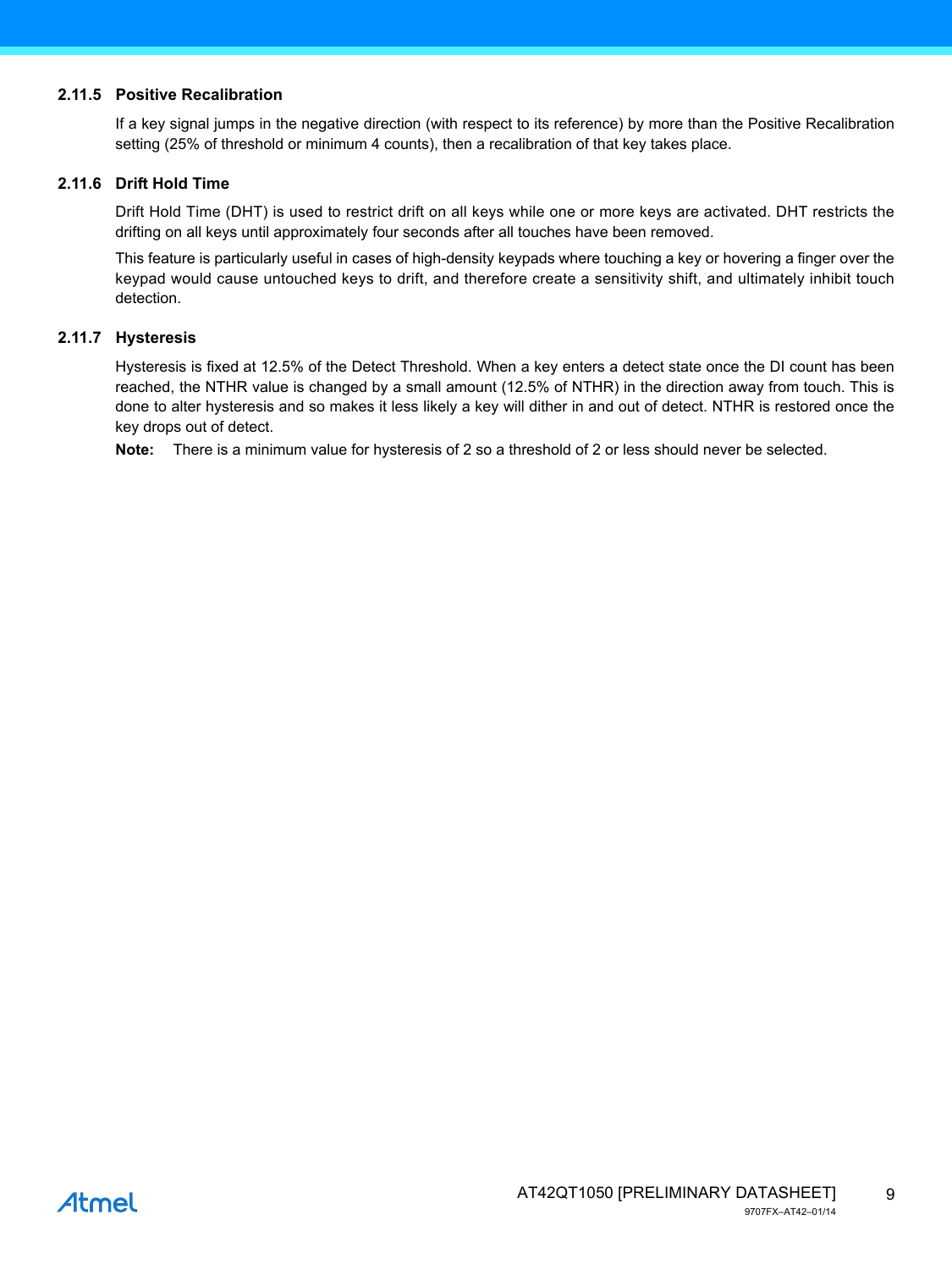### 2.11.5 Positive Recalibration

If a key signal jumps in the negative direction (with respect to its reference) by more than the Positive Recalibration setting (25% of threshold or minimum 4 counts), then a recalibration of that key takes place.

### 2.11.6 Drift Hold Time

Drift Hold Time (DHT) is used to restrict drift on all keys while one or more keys are activated. DHT restricts the drifting on all keys until approximately four seconds after all touches have been removed.

This feature is particularly useful in cases of high-density keypads where touching a key or hovering a finger over the keypad would cause untouched keys to drift, and therefore create a sensitivity shift, and ultimately inhibit touch detection.

### 2.11.7 Hysteresis

Hysteresis is fixed at 12.5% of the Detect Threshold. When a key enters a detect state once the DI count has been reached, the NTHR value is changed by a small amount (12.5% of NTHR) in the direction away from touch. This is done to alter hysteresis and so makes it less likely a key will dither in and out of detect. NTHR is restored once the key drops out of detect.

**Note:** There is a minimum value for hysteresis of 2 so a threshold of 2 or less should never be selected.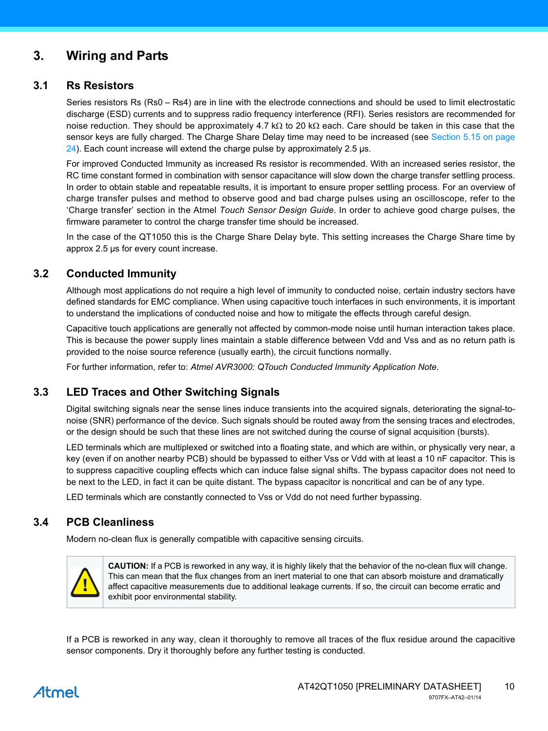# 3. Wiring and Parts

## 3.1 Rs Resistors

Series resistors Rs (Rs0 – Rs4) are in line with the electrode connections and should be used to limit electrostatic discharge (ESD) currents and to suppress radio frequency interference (RFI). Series resistors are recommended for noise reduction. They should be approximately 4.7 kΩ to 20 kΩ each. Care should be taken in this case that the sensor keys are fully charged. The Charge Share Delay time may need to be increased (see Section 5.15 on page 24). Each count increase will extend the charge pulse by approximately 2.5 µs.

For improved Conducted Immunity as increased Rs resistor is recommended. With an increased series resistor, the RC time constant formed in combination with sensor capacitance will slow down the charge transfer settling process. In order to obtain stable and repeatable results, it is important to ensure proper settling process. For an overview of charge transfer pulses and method to observe good and bad charge pulses using an oscilloscope, refer to the 'Charge transfer' section in the Atmel *Touch Sensor Design Guide*. In order to achieve good charge pulses, the firmware parameter to control the charge transfer time should be increased.

In the case of the QT1050 this is the Charge Share Delay byte. This setting increases the Charge Share time by approx 2.5 µs for every count increase.

## 3.2 Conducted Immunity

Although most applications do not require a high level of immunity to conducted noise, certain industry sectors have defined standards for EMC compliance. When using capacitive touch interfaces in such environments, it is important to understand the implications of conducted noise and how to mitigate the effects through careful design.

Capacitive touch applications are generally not affected by common-mode noise until human interaction takes place. This is because the power supply lines maintain a stable difference between Vdd and Vss and as no return path is provided to the noise source reference (usually earth), the circuit functions normally.

For further information, refer to: *Atmel AVR3000: QTouch Conducted Immunity Application Note.*

## 3.3 LED Traces and Other Switching Signals

Digital switching signals near the sense lines induce transients into the acquired signals, deteriorating the signal-to-noise (SNR) performance of the device. Such signals should be routed away from the sensing traces and electrodes, or the design should be such that these lines are not switched during the course of signal acquisition (bursts).

LED terminals which are multiplexed or switched into a floating state, and which are within, or physically very near, a key (even if on another nearby PCB) should be bypassed to either Vss or Vdd with at least a 10 nF capacitor. This is to suppress capacitive coupling effects which can induce false signal shifts. The bypass capacitor does not need to be next to the LED, in fact it can be quite distant. The bypass capacitor is noncritical and can be of any type.

LED terminals which are constantly connected to Vss or Vdd do not need further bypassing.

## 3.4 PCB Cleanliness

Modern no-clean flux is generally compatible with capacitive sensing circuits.

> **CAUTION:** If a PCB is reworked in any way, it is highly likely that the behavior of the no-clean flux will change. This can mean that the flux changes from an inert material to one that can absorb moisture and dramatically affect capacitive measurements due to additional leakage currents. If so, the circuit can become erratic and exhibit poor environmental stability.

If a PCB is reworked in any way, clean it thoroughly to remove all traces of the flux residue around the capacitive sensor components. Dry it thoroughly before any further testing is conducted.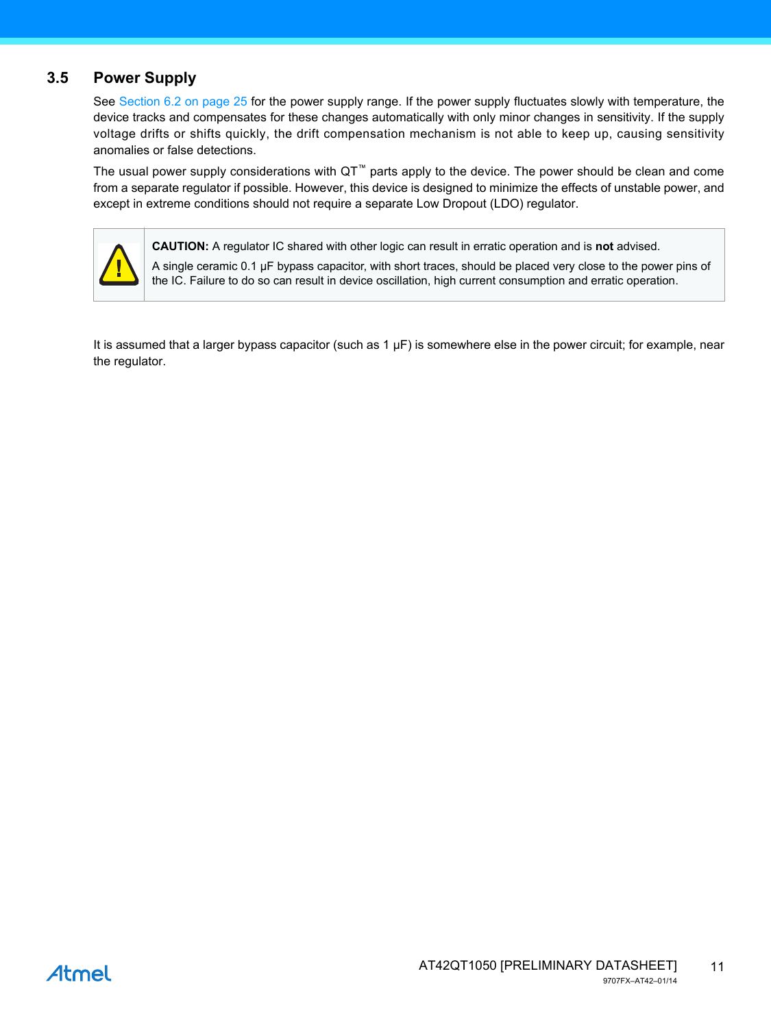## 3.5 Power Supply

See Section 6.2 on page 25 for the power supply range. If the power supply fluctuates slowly with temperature, the device tracks and compensates for these changes automatically with only minor changes in sensitivity. If the supply voltage drifts or shifts quickly, the drift compensation mechanism is not able to keep up, causing sensitivity anomalies or false detections.

The usual power supply considerations with QT™ parts apply to the device. The power should be clean and come from a separate regulator if possible. However, this device is designed to minimize the effects of unstable power, and except in extreme conditions should not require a separate Low Dropout (LDO) regulator.

> **CAUTION:** A regulator IC shared with other logic can result in erratic operation and is **not** advised.
>
> A single ceramic 0.1 µF bypass capacitor, with short traces, should be placed very close to the power pins of the IC. Failure to do so can result in device oscillation, high current consumption and erratic operation.

It is assumed that a larger bypass capacitor (such as 1 µF) is somewhere else in the power circuit; for example, near the regulator.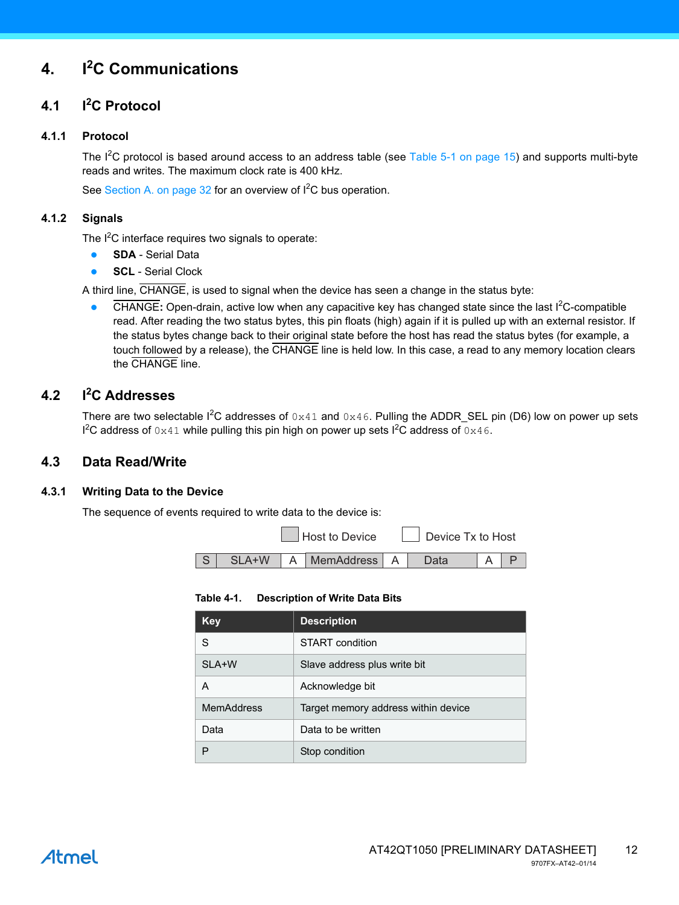# 4. I²C Communications

## 4.1 I²C Protocol

### 4.1.1 Protocol

The I²C protocol is based around access to an address table (see Table 5-1 on page 15) and supports multi-byte reads and writes. The maximum clock rate is 400 kHz.

See Section A. on page 32 for an overview of I²C bus operation.

### 4.1.2 Signals

The I²C interface requires two signals to operate:

- **SDA** - Serial Data
- **SCL** - Serial Clock

A third line, $\overline{\text{CHANGE}}$, is used to signal when the device has seen a change in the status byte:

- $\overline{\text{CHANGE}}$**:** Open-drain, active low when any capacitive key has changed state since the last I²C-compatible read. After reading the two status bytes, this pin floats (high) again if it is pulled up with an external resistor. If the status bytes change back to their original state before the host has read the status bytes (for example, a touch followed by a release), the $\overline{\text{CHANGE}}$ line is held low. In this case, a read to any memory location clears the $\overline{\text{CHANGE}}$ line.

## 4.2 I²C Addresses

There are two selectable I²C addresses of `0x41` and `0x46`. Pulling the ADDR_SEL pin (D6) low on power up sets I²C address of `0x41` while pulling this pin high on power up sets I²C address of `0x46`.

## 4.3 Data Read/Write

### 4.3.1 Writing Data to the Device

The sequence of events required to write data to the device is:

Host to Device (shaded) / Device Tx to Host (unshaded)

| S | SLA+W | A | MemAddress | A | Data | A | P |
|---|---|---|---|---|---|---|---|

**Table 4-1. Description of Write Data Bits**

| Key | Description |
|---|---|
| S | START condition |
| SLA+W | Slave address plus write bit |
| A | Acknowledge bit |
| MemAddress | Target memory address within device |
| Data | Data to be written |
| P | Stop condition |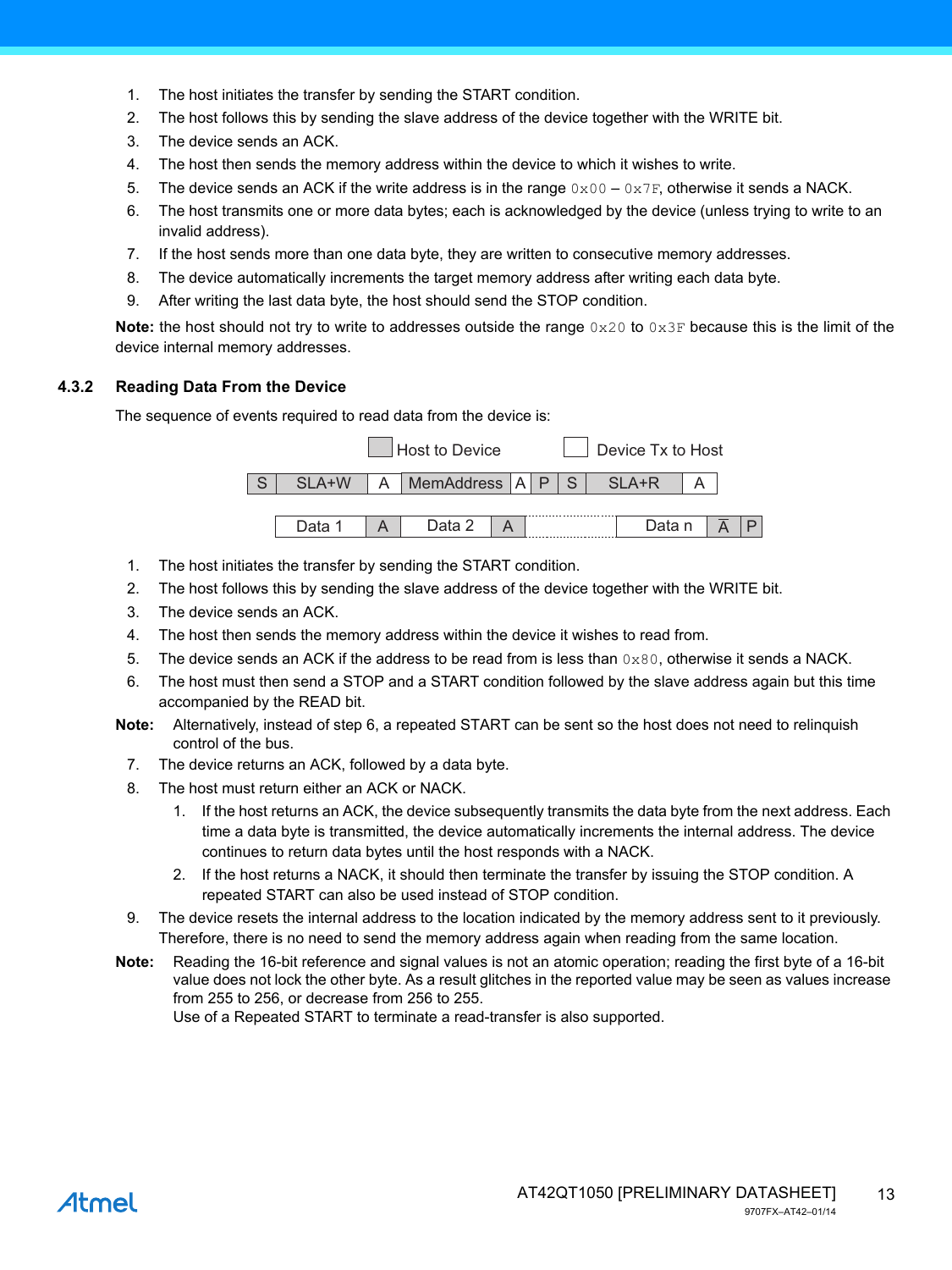1. The host initiates the transfer by sending the START condition.
2. The host follows this by sending the slave address of the device together with the WRITE bit.
3. The device sends an ACK.
4. The host then sends the memory address within the device to which it wishes to write.
5. The device sends an ACK if the write address is in the range `0x00` – `0x7F`, otherwise it sends a NACK.
6. The host transmits one or more data bytes; each is acknowledged by the device (unless trying to write to an invalid address).
7. If the host sends more than one data byte, they are written to consecutive memory addresses.
8. The device automatically increments the target memory address after writing each data byte.
9. After writing the last data byte, the host should send the STOP condition.

**Note:** the host should not try to write to addresses outside the range `0x20` to `0x3F` because this is the limit of the device internal memory addresses.

### 4.3.2 Reading Data From the Device

The sequence of events required to read data from the device is:

Host to Device | Device Tx to Host

| S | SLA+W | A | MemAddress | A | P | S | SLA+R | A |
|---|---|---|---|---|---|---|---|---|

| Data 1 | A | Data 2 | A | ... | Data n | $\overline{A}$ | P |
|---|---|---|---|---|---|---|---|

1. The host initiates the transfer by sending the START condition.
2. The host follows this by sending the slave address of the device together with the WRITE bit.
3. The device sends an ACK.
4. The host then sends the memory address within the device it wishes to read from.
5. The device sends an ACK if the address to be read from is less than `0x80`, otherwise it sends a NACK.
6. The host must then send a STOP and a START condition followed by the slave address again but this time accompanied by the READ bit.

**Note:** Alternatively, instead of step 6, a repeated START can be sent so the host does not need to relinquish control of the bus.

7. The device returns an ACK, followed by a data byte.
8. The host must return either an ACK or NACK.
   1. If the host returns an ACK, the device subsequently transmits the data byte from the next address. Each time a data byte is transmitted, the device automatically increments the internal address. The device continues to return data bytes until the host responds with a NACK.
   2. If the host returns a NACK, it should then terminate the transfer by issuing the STOP condition. A repeated START can also be used instead of STOP condition.
9. The device resets the internal address to the location indicated by the memory address sent to it previously. Therefore, there is no need to send the memory address again when reading from the same location.

**Note:** Reading the 16-bit reference and signal values is not an atomic operation; reading the first byte of a 16-bit value does not lock the other byte. As a result glitches in the reported value may be seen as values increase from 255 to 256, or decrease from 256 to 255.
Use of a Repeated START to terminate a read-transfer is also supported.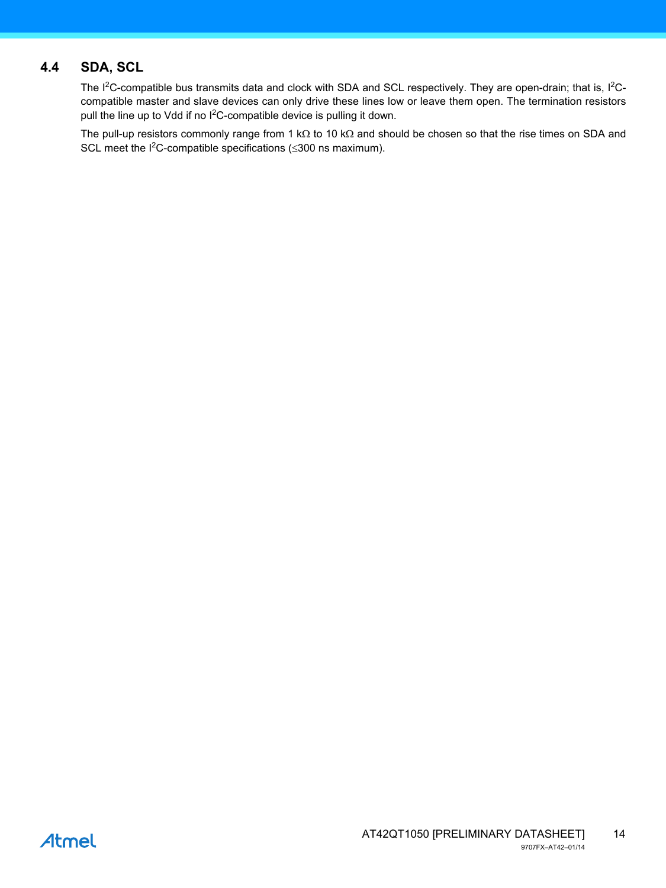## 4.4 SDA, SCL

The $I^2C$-compatible bus transmits data and clock with SDA and SCL respectively. They are open-drain; that is, $I^2C$-compatible master and slave devices can only drive these lines low or leave them open. The termination resistors pull the line up to Vdd if no $I^2C$-compatible device is pulling it down.

The pull-up resistors commonly range from 1 kΩ to 10 kΩ and should be chosen so that the rise times on SDA and SCL meet the $I^2C$-compatible specifications (≤300 ns maximum).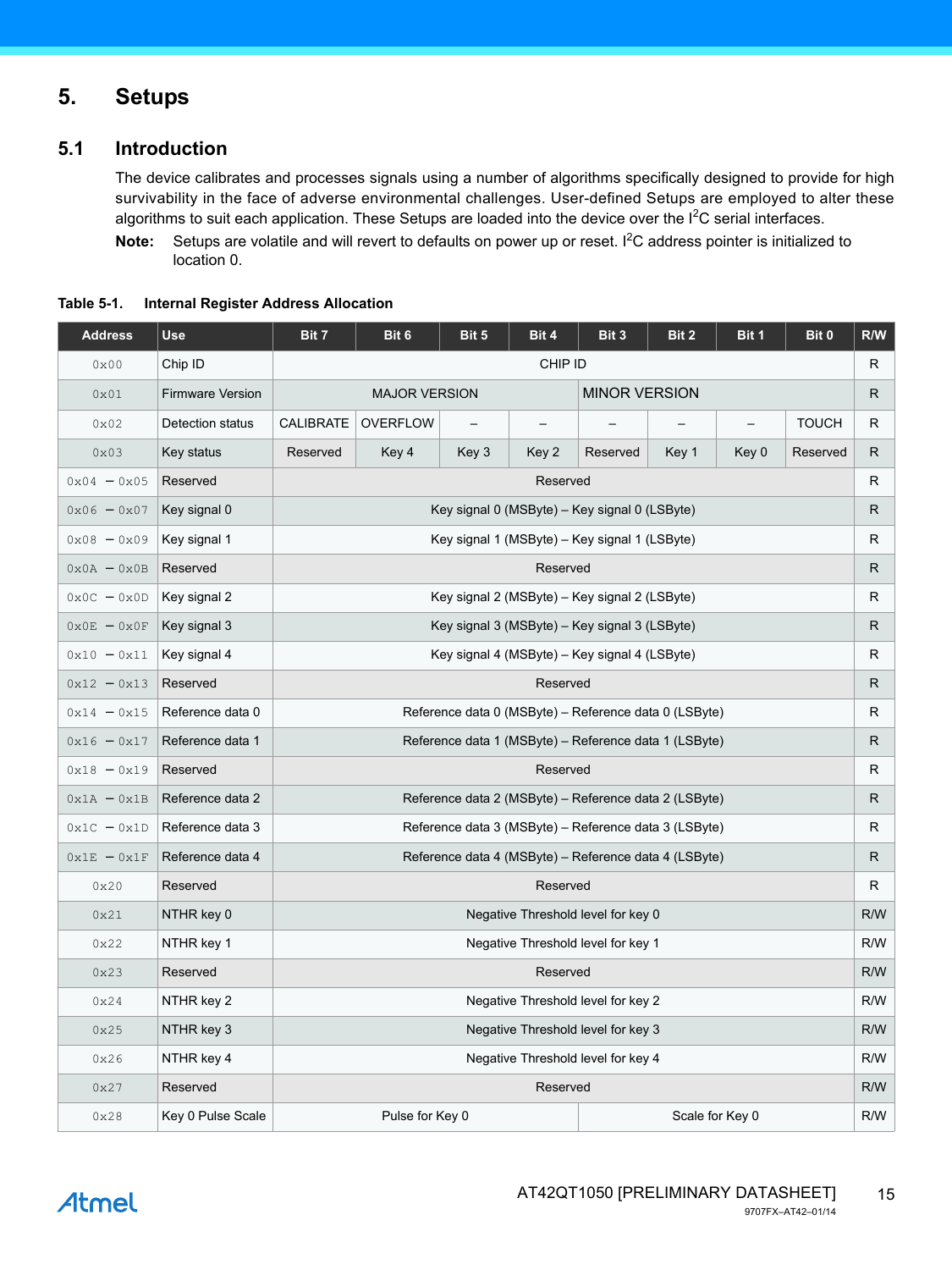# 5. Setups

## 5.1 Introduction

The device calibrates and processes signals using a number of algorithms specifically designed to provide for high survivability in the face of adverse environmental challenges. User-defined Setups are employed to alter these algorithms to suit each application. These Setups are loaded into the device over the I$^2$C serial interfaces.

**Note:** Setups are volatile and will revert to defaults on power up or reset. I$^2$C address pointer is initialized to location 0.

**Table 5-1. Internal Register Address Allocation**

| Address | Use | Bit 7 | Bit 6 | Bit 5 | Bit 4 | Bit 3 | Bit 2 | Bit 1 | Bit 0 | R/W |
|---|---|---|---|---|---|---|---|---|---|---|
| 0x00 | Chip ID | CHIP ID | | | | | | | | R |
| 0x01 | Firmware Version | MAJOR VERSION | | | | MINOR VERSION | | | | R |
| 0x02 | Detection status | CALIBRATE | OVERFLOW | – | – | – | – | – | TOUCH | R |
| 0x03 | Key status | Reserved | Key 4 | Key 3 | Key 2 | Reserved | Key 1 | Key 0 | Reserved | R |
| 0x04 – 0x05 | Reserved | Reserved | | | | | | | | R |
| 0x06 – 0x07 | Key signal 0 | Key signal 0 (MSByte) – Key signal 0 (LSByte) | | | | | | | | R |
| 0x08 – 0x09 | Key signal 1 | Key signal 1 (MSByte) – Key signal 1 (LSByte) | | | | | | | | R |
| 0x0A – 0x0B | Reserved | Reserved | | | | | | | | R |
| 0x0C – 0x0D | Key signal 2 | Key signal 2 (MSByte) – Key signal 2 (LSByte) | | | | | | | | R |
| 0x0E – 0x0F | Key signal 3 | Key signal 3 (MSByte) – Key signal 3 (LSByte) | | | | | | | | R |
| 0x10 – 0x11 | Key signal 4 | Key signal 4 (MSByte) – Key signal 4 (LSByte) | | | | | | | | R |
| 0x12 – 0x13 | Reserved | Reserved | | | | | | | | R |
| 0x14 – 0x15 | Reference data 0 | Reference data 0 (MSByte) – Reference data 0 (LSByte) | | | | | | | | R |
| 0x16 – 0x17 | Reference data 1 | Reference data 1 (MSByte) – Reference data 1 (LSByte) | | | | | | | | R |
| 0x18 – 0x19 | Reserved | Reserved | | | | | | | | R |
| 0x1A – 0x1B | Reference data 2 | Reference data 2 (MSByte) – Reference data 2 (LSByte) | | | | | | | | R |
| 0x1C – 0x1D | Reference data 3 | Reference data 3 (MSByte) – Reference data 3 (LSByte) | | | | | | | | R |
| 0x1E – 0x1F | Reference data 4 | Reference data 4 (MSByte) – Reference data 4 (LSByte) | | | | | | | | R |
| 0x20 | Reserved | Reserved | | | | | | | | R |
| 0x21 | NTHR key 0 | Negative Threshold level for key 0 | | | | | | | | R/W |
| 0x22 | NTHR key 1 | Negative Threshold level for key 1 | | | | | | | | R/W |
| 0x23 | Reserved | Reserved | | | | | | | | R/W |
| 0x24 | NTHR key 2 | Negative Threshold level for key 2 | | | | | | | | R/W |
| 0x25 | NTHR key 3 | Negative Threshold level for key 3 | | | | | | | | R/W |
| 0x26 | NTHR key 4 | Negative Threshold level for key 4 | | | | | | | | R/W |
| 0x27 | Reserved | Reserved | | | | | | | | R/W |
| 0x28 | Key 0 Pulse Scale | Pulse for Key 0 | | | | Scale for Key 0 | | | | R/W |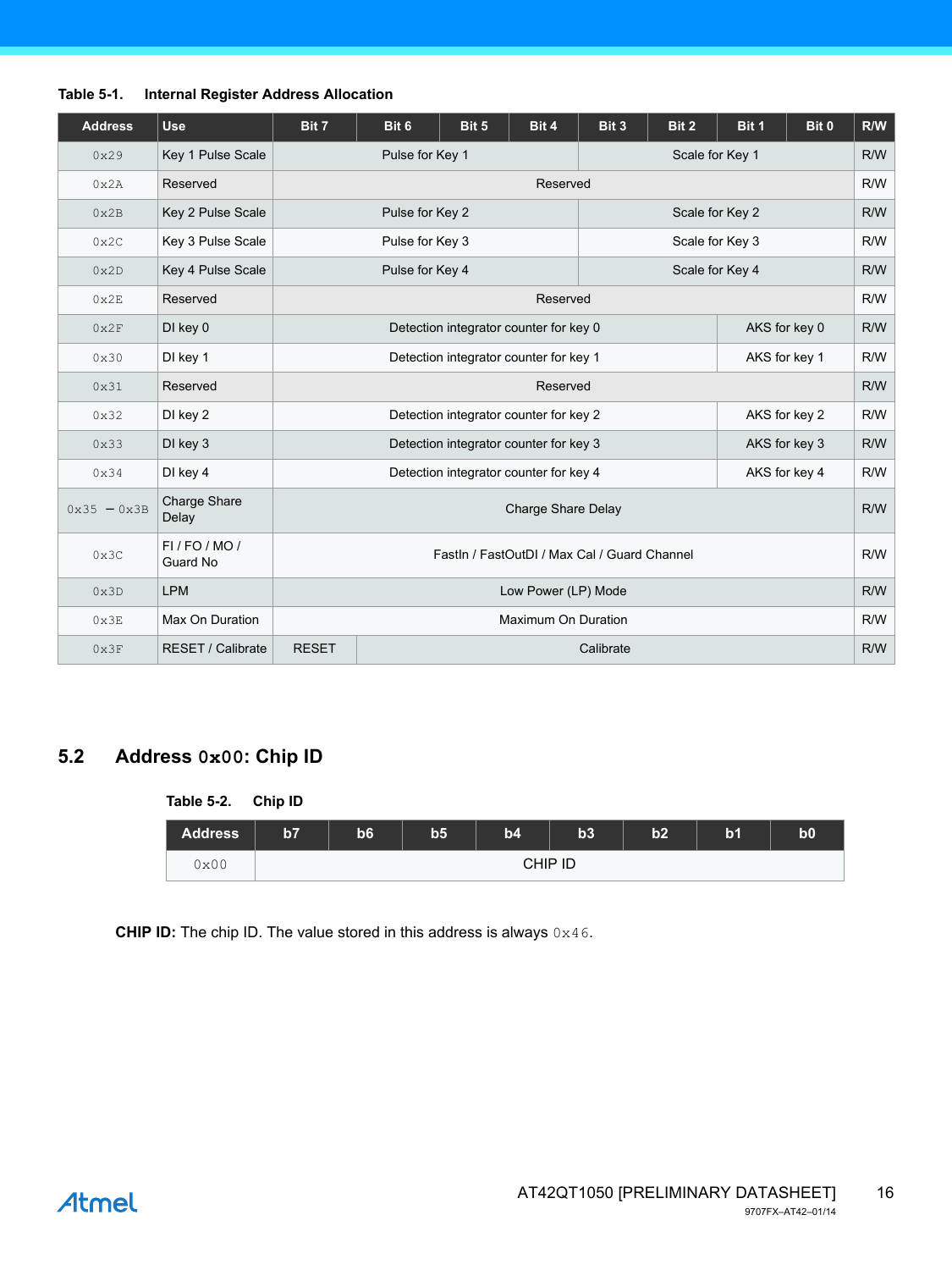Table 5-1. Internal Register Address Allocation

| Address | Use | Bit 7 | Bit 6 | Bit 5 | Bit 4 | Bit 3 | Bit 2 | Bit 1 | Bit 0 | R/W |
|---|---|---|---|---|---|---|---|---|---|---|
| 0x29 | Key 1 Pulse Scale | Pulse for Key 1 | | | | Scale for Key 1 | | | | R/W |
| 0x2A | Reserved | Reserved | | | | | | | | R/W |
| 0x2B | Key 2 Pulse Scale | Pulse for Key 2 | | | | Scale for Key 2 | | | | R/W |
| 0x2C | Key 3 Pulse Scale | Pulse for Key 3 | | | | Scale for Key 3 | | | | R/W |
| 0x2D | Key 4 Pulse Scale | Pulse for Key 4 | | | | Scale for Key 4 | | | | R/W |
| 0x2E | Reserved | Reserved | | | | | | | | R/W |
| 0x2F | DI key 0 | Detection integrator counter for key 0 | | | | | | AKS for key 0 | | R/W |
| 0x30 | DI key 1 | Detection integrator counter for key 1 | | | | | | AKS for key 1 | | R/W |
| 0x31 | Reserved | Reserved | | | | | | | | R/W |
| 0x32 | DI key 2 | Detection integrator counter for key 2 | | | | | | AKS for key 2 | | R/W |
| 0x33 | DI key 3 | Detection integrator counter for key 3 | | | | | | AKS for key 3 | | R/W |
| 0x34 | DI key 4 | Detection integrator counter for key 4 | | | | | | AKS for key 4 | | R/W |
| 0x35 – 0x3B | Charge Share Delay | Charge Share Delay | | | | | | | | R/W |
| 0x3C | FI / FO / MO / Guard No | FastIn / FastOutDI / Max Cal / Guard Channel | | | | | | | | R/W |
| 0x3D | LPM | Low Power (LP) Mode | | | | | | | | R/W |
| 0x3E | Max On Duration | Maximum On Duration | | | | | | | | R/W |
| 0x3F | RESET / Calibrate | RESET | Calibrate | | | | | | | R/W |

## 5.2 Address 0x00: Chip ID

Table 5-2. Chip ID

| Address | b7 | b6 | b5 | b4 | b3 | b2 | b1 | b0 |
|---|---|---|---|---|---|---|---|---|
| 0x00 | CHIP ID | | | | | | | |

**CHIP ID:** The chip ID. The value stored in this address is always 0x46.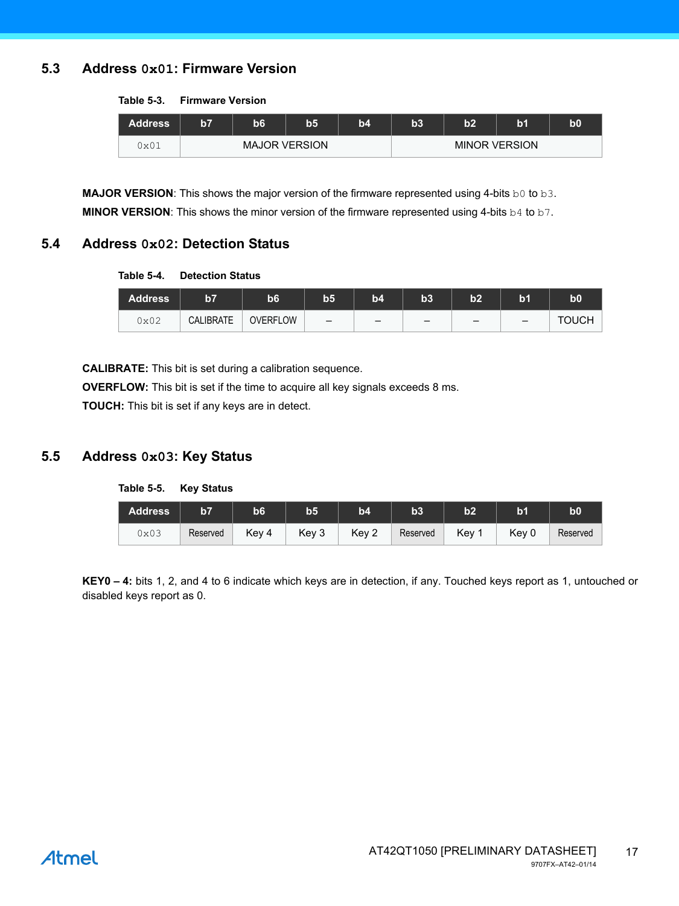## 5.3 Address `0x01`: Firmware Version

**Table 5-3. Firmware Version**

| Address | b7 | b6 | b5 | b4 | b3 | b2 | b1 | b0 |
|---|---|---|---|---|---|---|---|---|
| `0x01` | MAJOR VERSION | | | | MINOR VERSION | | | |

**MAJOR VERSION**: This shows the major version of the firmware represented using 4-bits `b0` to `b3`.
**MINOR VERSION**: This shows the minor version of the firmware represented using 4-bits `b4` to `b7`.

## 5.4 Address `0x02`: Detection Status

**Table 5-4. Detection Status**

| Address | b7 | b6 | b5 | b4 | b3 | b2 | b1 | b0 |
|---|---|---|---|---|---|---|---|---|
| `0x02` | CALIBRATE | OVERFLOW | – | – | – | – | – | TOUCH |

**CALIBRATE:** This bit is set during a calibration sequence.
**OVERFLOW:** This bit is set if the time to acquire all key signals exceeds 8 ms.
**TOUCH:** This bit is set if any keys are in detect.

## 5.5 Address `0x03`: Key Status

**Table 5-5. Key Status**

| Address | b7 | b6 | b5 | b4 | b3 | b2 | b1 | b0 |
|---|---|---|---|---|---|---|---|---|
| `0x03` | Reserved | Key 4 | Key 3 | Key 2 | Reserved | Key 1 | Key 0 | Reserved |

**KEY0 – 4:** bits 1, 2, and 4 to 6 indicate which keys are in detection, if any. Touched keys report as 1, untouched or disabled keys report as 0.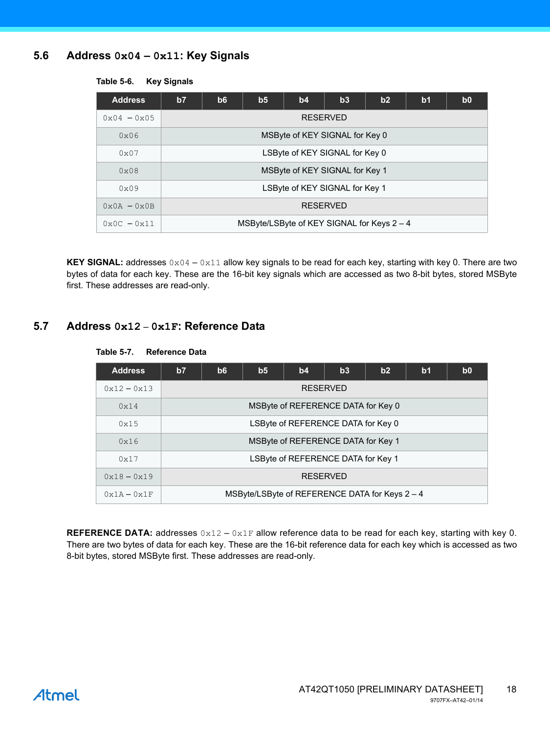## 5.6 Address 0x04 – 0x11: Key Signals

**Table 5-6. Key Signals**

| Address | b7 | b6 | b5 | b4 | b3 | b2 | b1 | b0 |
|---|---|---|---|---|---|---|---|---|
| 0x04 – 0x05 | RESERVED | | | | | | | |
| 0x06 | MSByte of KEY SIGNAL for Key 0 | | | | | | | |
| 0x07 | LSByte of KEY SIGNAL for Key 0 | | | | | | | |
| 0x08 | MSByte of KEY SIGNAL for Key 1 | | | | | | | |
| 0x09 | LSByte of KEY SIGNAL for Key 1 | | | | | | | |
| 0x0A – 0x0B | RESERVED | | | | | | | |
| 0x0C – 0x11 | MSByte/LSByte of KEY SIGNAL for Keys 2 – 4 | | | | | | | |

**KEY SIGNAL:** addresses 0x04 – 0x11 allow key signals to be read for each key, starting with key 0. There are two bytes of data for each key. These are the 16-bit key signals which are accessed as two 8-bit bytes, stored MSByte first. These addresses are read-only.

## 5.7 Address 0x12 – 0x1F: Reference Data

**Table 5-7. Reference Data**

| Address | b7 | b6 | b5 | b4 | b3 | b2 | b1 | b0 |
|---|---|---|---|---|---|---|---|---|
| 0x12 – 0x13 | RESERVED | | | | | | | |
| 0x14 | MSByte of REFERENCE DATA for Key 0 | | | | | | | |
| 0x15 | LSByte of REFERENCE DATA for Key 0 | | | | | | | |
| 0x16 | MSByte of REFERENCE DATA for Key 1 | | | | | | | |
| 0x17 | LSByte of REFERENCE DATA for Key 1 | | | | | | | |
| 0x18 – 0x19 | RESERVED | | | | | | | |
| 0x1A – 0x1F | MSByte/LSByte of REFERENCE DATA for Keys 2 – 4 | | | | | | | |

**REFERENCE DATA:** addresses 0x12 – 0x1F allow reference data to be read for each key, starting with key 0. There are two bytes of data for each key. These are the 16-bit reference data for each key which is accessed as two 8-bit bytes, stored MSByte first. These addresses are read-only.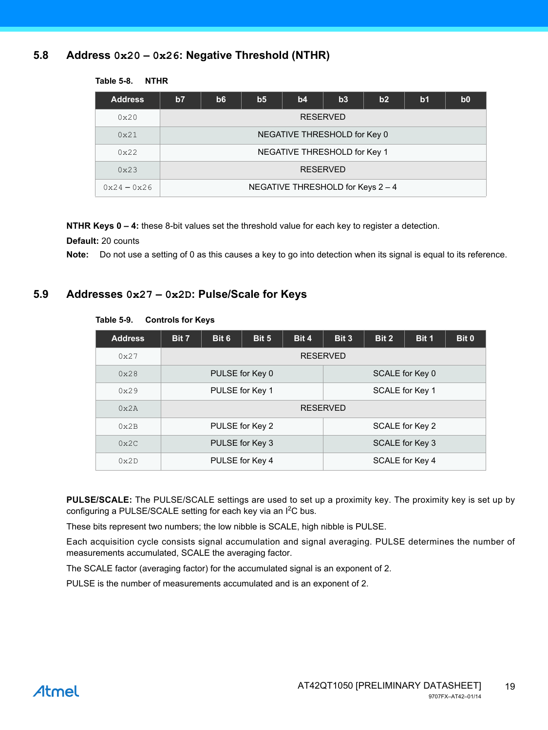## 5.8 Address 0x20 – 0x26: Negative Threshold (NTHR)

**Table 5-8. NTHR**

| Address | b7 | b6 | b5 | b4 | b3 | b2 | b1 | b0 |
|---|---|---|---|---|---|---|---|---|
| 0x20 | RESERVED | | | | | | | |
| 0x21 | NEGATIVE THRESHOLD for Key 0 | | | | | | | |
| 0x22 | NEGATIVE THRESHOLD for Key 1 | | | | | | | |
| 0x23 | RESERVED | | | | | | | |
| 0x24 – 0x26 | NEGATIVE THRESHOLD for Keys 2 – 4 | | | | | | | |

**NTHR Keys 0 – 4:** these 8-bit values set the threshold value for each key to register a detection.

**Default:** 20 counts

**Note:** Do not use a setting of 0 as this causes a key to go into detection when its signal is equal to its reference.

## 5.9 Addresses 0x27 – 0x2D: Pulse/Scale for Keys

**Table 5-9. Controls for Keys**

| Address | Bit 7 | Bit 6 | Bit 5 | Bit 4 | Bit 3 | Bit 2 | Bit 1 | Bit 0 |
|---|---|---|---|---|---|---|---|---|
| 0x27 | RESERVED | | | | | | | |
| 0x28 | PULSE for Key 0 | | | | SCALE for Key 0 | | | |
| 0x29 | PULSE for Key 1 | | | | SCALE for Key 1 | | | |
| 0x2A | RESERVED | | | | | | | |
| 0x2B | PULSE for Key 2 | | | | SCALE for Key 2 | | | |
| 0x2C | PULSE for Key 3 | | | | SCALE for Key 3 | | | |
| 0x2D | PULSE for Key 4 | | | | SCALE for Key 4 | | | |

**PULSE/SCALE:** The PULSE/SCALE settings are used to set up a proximity key. The proximity key is set up by configuring a PULSE/SCALE setting for each key via an $I^2C$ bus.

These bits represent two numbers; the low nibble is SCALE, high nibble is PULSE.

Each acquisition cycle consists signal accumulation and signal averaging. PULSE determines the number of measurements accumulated, SCALE the averaging factor.

The SCALE factor (averaging factor) for the accumulated signal is an exponent of 2.

PULSE is the number of measurements accumulated and is an exponent of 2.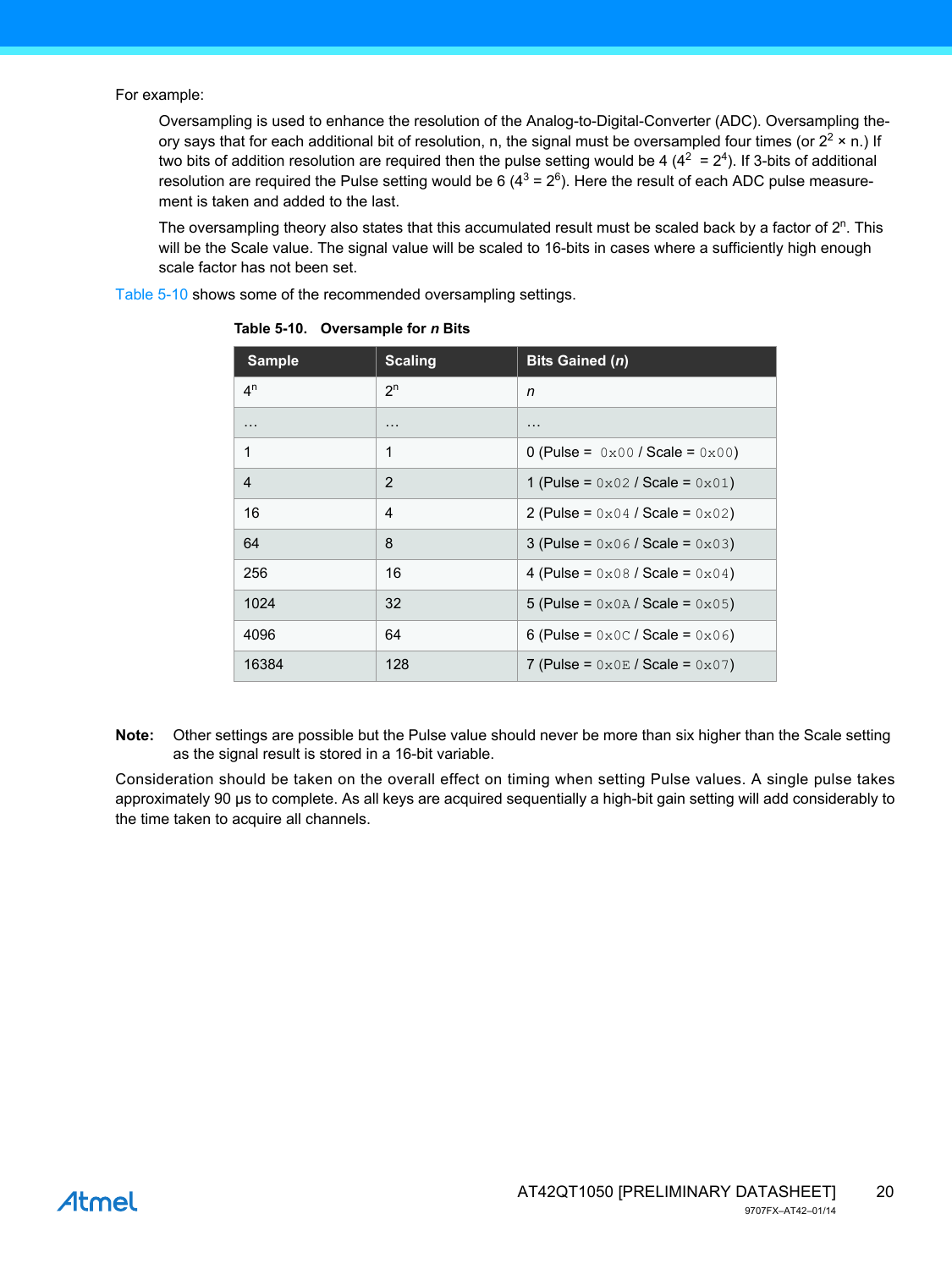For example:

> Oversampling is used to enhance the resolution of the Analog-to-Digital-Converter (ADC). Oversampling theory says that for each additional bit of resolution, n, the signal must be oversampled four times (or $2^2 \times$ n.) If two bits of addition resolution are required then the pulse setting would be 4 ($4^2 = 2^4$). If 3-bits of additional resolution are required the Pulse setting would be 6 ($4^3 = 2^6$). Here the result of each ADC pulse measurement is taken and added to the last.
>
> The oversampling theory also states that this accumulated result must be scaled back by a factor of $2^n$. This will be the Scale value. The signal value will be scaled to 16-bits in cases where a sufficiently high enough scale factor has not been set.

Table 5-10 shows some of the recommended oversampling settings.

**Table 5-10. Oversample for *n* Bits**

| Sample | Scaling | Bits Gained (*n*) |
|---|---|---|
| $4^n$ | $2^n$ | *n* |
| … | … | … |
| 1 | 1 | 0 (Pulse = `0x00` / Scale = `0x00`) |
| 4 | 2 | 1 (Pulse = `0x02` / Scale = `0x01`) |
| 16 | 4 | 2 (Pulse = `0x04` / Scale = `0x02`) |
| 64 | 8 | 3 (Pulse = `0x06` / Scale = `0x03`) |
| 256 | 16 | 4 (Pulse = `0x08` / Scale = `0x04`) |
| 1024 | 32 | 5 (Pulse = `0x0A` / Scale = `0x05`) |
| 4096 | 64 | 6 (Pulse = `0x0C` / Scale = `0x06`) |
| 16384 | 128 | 7 (Pulse = `0x0E` / Scale = `0x07`) |

**Note:** Other settings are possible but the Pulse value should never be more than six higher than the Scale setting as the signal result is stored in a 16-bit variable.

Consideration should be taken on the overall effect on timing when setting Pulse values. A single pulse takes approximately 90 µs to complete. As all keys are acquired sequentially a high-bit gain setting will add considerably to the time taken to acquire all channels.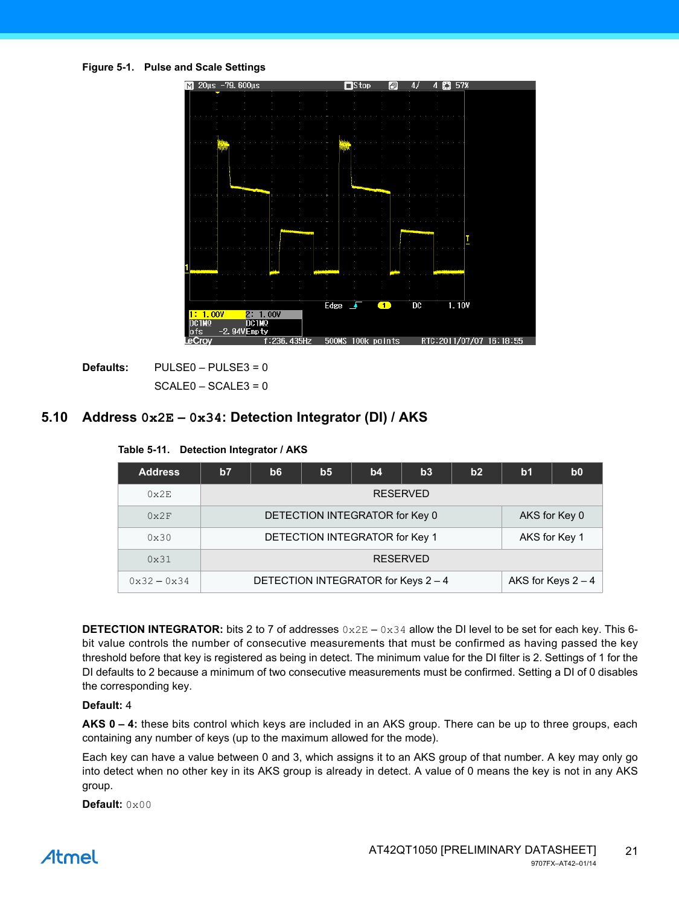**Figure 5-1. Pulse and Scale Settings**

**Defaults:** PULSE0 – PULSE3 = 0

SCALE0 – SCALE3 = 0

## 5.10 Address 0x2E – 0x34: Detection Integrator (DI) / AKS

**Table 5-11. Detection Integrator / AKS**

| Address | b7 | b6 | b5 | b4 | b3 | b2 | b1 | b0 |
|---|---|---|---|---|---|---|---|---|
| 0x2E | RESERVED | | | | | | | |
| 0x2F | DETECTION INTEGRATOR for Key 0 | | | | | | AKS for Key 0 | |
| 0x30 | DETECTION INTEGRATOR for Key 1 | | | | | | AKS for Key 1 | |
| 0x31 | RESERVED | | | | | | | |
| 0x32 – 0x34 | DETECTION INTEGRATOR for Keys 2 – 4 | | | | | | AKS for Keys 2 – 4 | |

**DETECTION INTEGRATOR:** bits 2 to 7 of addresses 0x2E – 0x34 allow the DI level to be set for each key. This 6-bit value controls the number of consecutive measurements that must be confirmed as having passed the key threshold before that key is registered as being in detect. The minimum value for the DI filter is 2. Settings of 1 for the DI defaults to 2 because a minimum of two consecutive measurements must be confirmed. Setting a DI of 0 disables the corresponding key.

**Default:** 4

**AKS 0 – 4:** these bits control which keys are included in an AKS group. There can be up to three groups, each containing any number of keys (up to the maximum allowed for the mode).

Each key can have a value between 0 and 3, which assigns it to an AKS group of that number. A key may only go into detect when no other key in its AKS group is already in detect. A value of 0 means the key is not in any AKS group.

**Default:** 0x00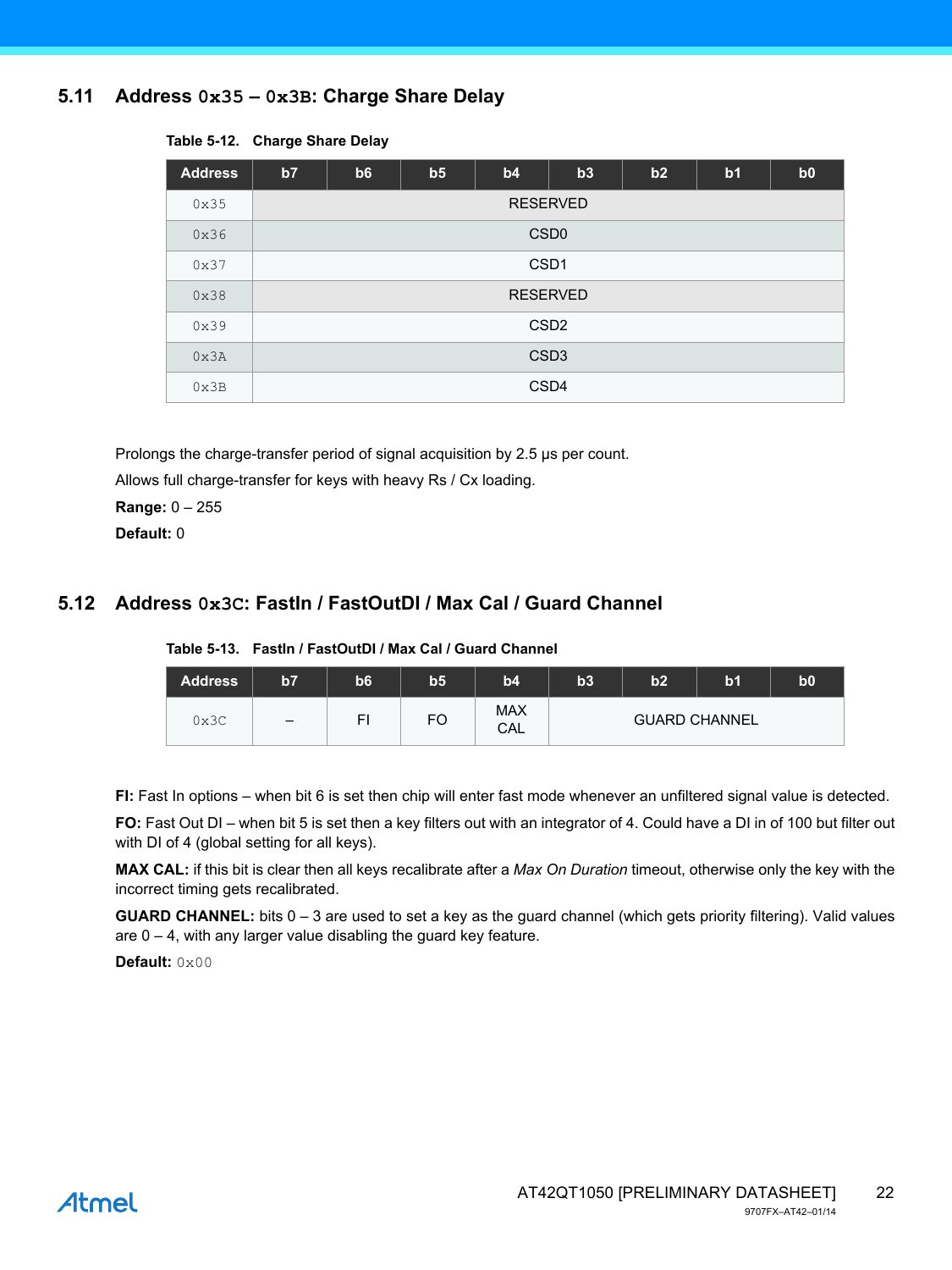## 5.11 Address 0x35 – 0x3B: Charge Share Delay

Table 5-12. Charge Share Delay

| Address | b7 | b6 | b5 | b4 | b3 | b2 | b1 | b0 |
|---|---|---|---|---|---|---|---|---|
| 0x35 | RESERVED | | | | | | | |
| 0x36 | CSD0 | | | | | | | |
| 0x37 | CSD1 | | | | | | | |
| 0x38 | RESERVED | | | | | | | |
| 0x39 | CSD2 | | | | | | | |
| 0x3A | CSD3 | | | | | | | |
| 0x3B | CSD4 | | | | | | | |

Prolongs the charge-transfer period of signal acquisition by 2.5 µs per count.

Allows full charge-transfer for keys with heavy Rs / Cx loading.

**Range:** 0 – 255

**Default:** 0

## 5.12 Address 0x3C: FastIn / FastOutDI / Max Cal / Guard Channel

Table 5-13. FastIn / FastOutDI / Max Cal / Guard Channel

| Address | b7 | b6 | b5 | b4 | b3 | b2 | b1 | b0 |
|---|---|---|---|---|---|---|---|---|
| 0x3C | – | FI | FO | MAX CAL | GUARD CHANNEL | | | |

**FI:** Fast In options – when bit 6 is set then chip will enter fast mode whenever an unfiltered signal value is detected.

**FO:** Fast Out DI – when bit 5 is set then a key filters out with an integrator of 4. Could have a DI in of 100 but filter out with DI of 4 (global setting for all keys).

**MAX CAL:** if this bit is clear then all keys recalibrate after a *Max On Duration* timeout, otherwise only the key with the incorrect timing gets recalibrated.

**GUARD CHANNEL:** bits 0 – 3 are used to set a key as the guard channel (which gets priority filtering). Valid values are 0 – 4, with any larger value disabling the guard key feature.

**Default:** 0x00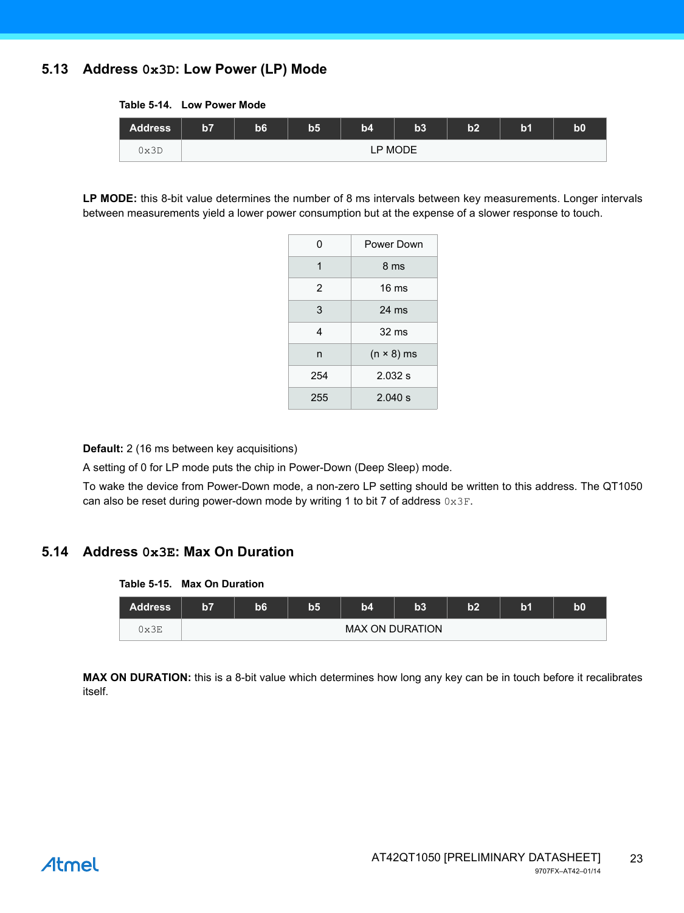## 5.13 Address `0x3D`: Low Power (LP) Mode

**Table 5-14. Low Power Mode**

| Address | b7 | b6 | b5 | b4 | b3 | b2 | b1 | b0 |
|---|---|---|---|---|---|---|---|---|
| `0x3D` | LP MODE | | | | | | | |

**LP MODE:** this 8-bit value determines the number of 8 ms intervals between key measurements. Longer intervals between measurements yield a lower power consumption but at the expense of a slower response to touch.

| | |
|---|---|
| 0 | Power Down |
| 1 | 8 ms |
| 2 | 16 ms |
| 3 | 24 ms |
| 4 | 32 ms |
| n | $(n \times 8)$ ms |
| 254 | 2.032 s |
| 255 | 2.040 s |

**Default:** 2 (16 ms between key acquisitions)

A setting of 0 for LP mode puts the chip in Power-Down (Deep Sleep) mode.

To wake the device from Power-Down mode, a non-zero LP setting should be written to this address. The QT1050 can also be reset during power-down mode by writing 1 to bit 7 of address `0x3F`.

## 5.14 Address `0x3E`: Max On Duration

**Table 5-15. Max On Duration**

| Address | b7 | b6 | b5 | b4 | b3 | b2 | b1 | b0 |
|---|---|---|---|---|---|---|---|---|
| `0x3E` | MAX ON DURATION | | | | | | | |

**MAX ON DURATION:** this is a 8-bit value which determines how long any key can be in touch before it recalibrates itself.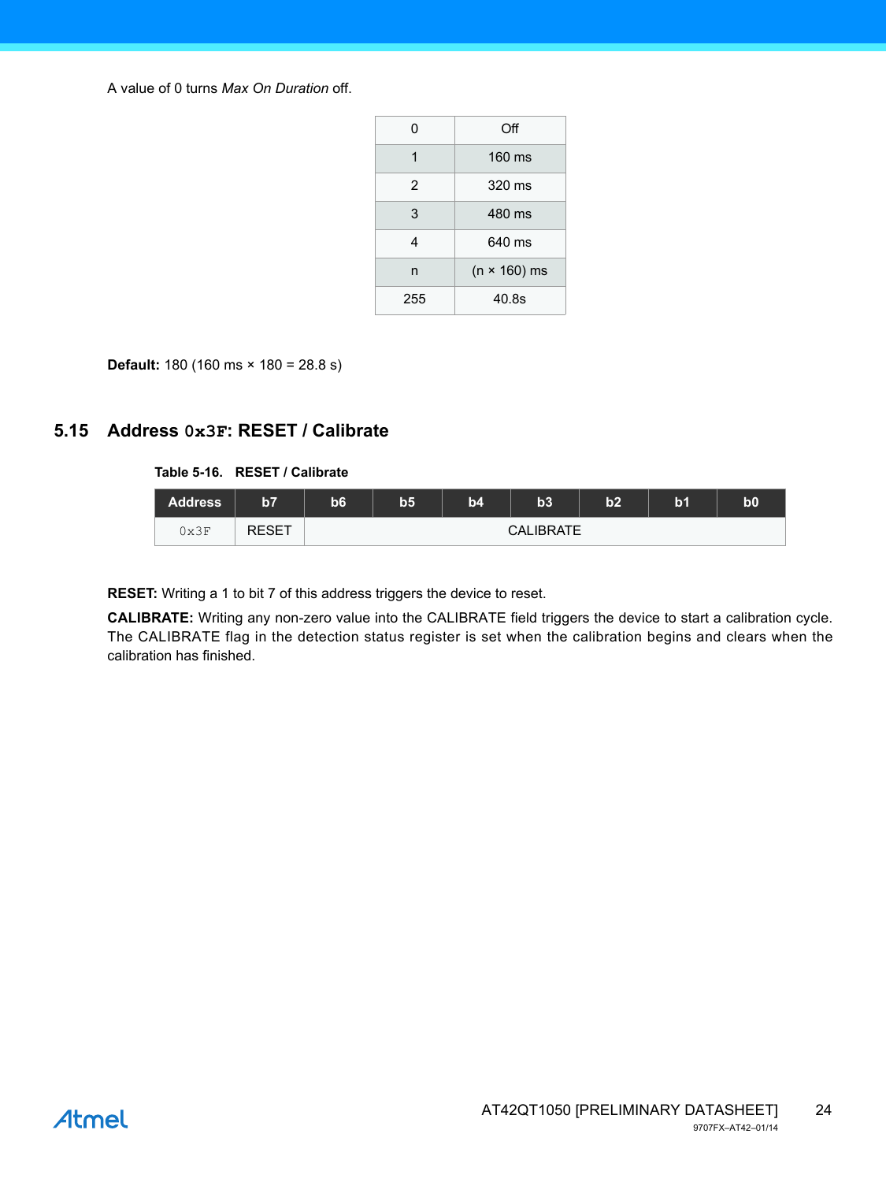A value of 0 turns *Max On Duration* off.

| | |
|---|---|
| 0 | Off |
| 1 | 160 ms |
| 2 | 320 ms |
| 3 | 480 ms |
| 4 | 640 ms |
| n | (n × 160) ms |
| 255 | 40.8s |

**Default:** 180 (160 ms × 180 = 28.8 s)

## 5.15 Address `0x3F`: RESET / Calibrate

**Table 5-16. RESET / Calibrate**

| Address | b7 | b6 | b5 | b4 | b3 | b2 | b1 | b0 |
|---|---|---|---|---|---|---|---|---|
| `0x3F` | RESET | CALIBRATE | | | | | | |

**RESET:** Writing a 1 to bit 7 of this address triggers the device to reset.

**CALIBRATE:** Writing any non-zero value into the CALIBRATE field triggers the device to start a calibration cycle. The CALIBRATE flag in the detection status register is set when the calibration begins and clears when the calibration has finished.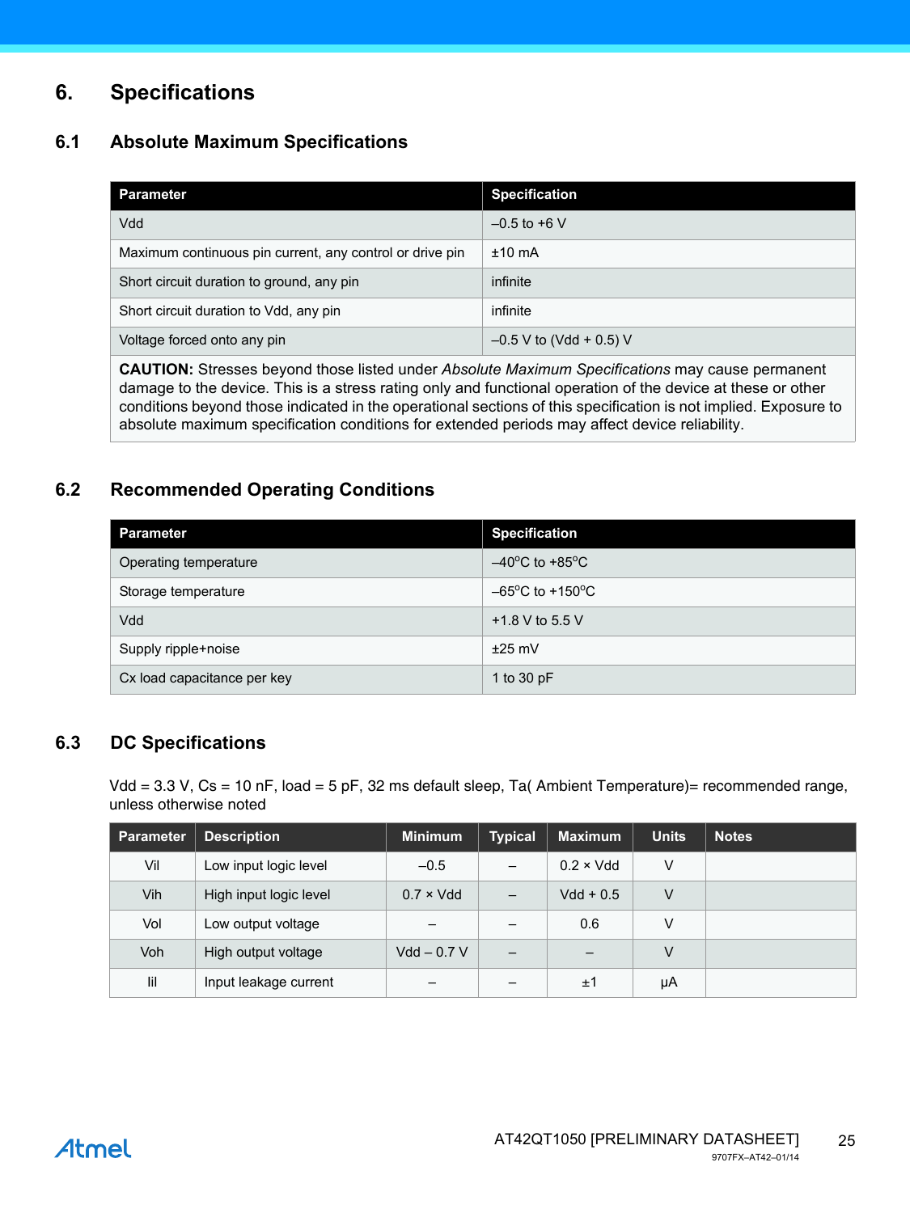# 6. Specifications

## 6.1 Absolute Maximum Specifications

| Parameter | Specification |
|---|---|
| Vdd | –0.5 to +6 V |
| Maximum continuous pin current, any control or drive pin | ±10 mA |
| Short circuit duration to ground, any pin | infinite |
| Short circuit duration to Vdd, any pin | infinite |
| Voltage forced onto any pin | –0.5 V to (Vdd + 0.5) V |
| **CAUTION:** Stresses beyond those listed under *Absolute Maximum Specifications* may cause permanent damage to the device. This is a stress rating only and functional operation of the device at these or other conditions beyond those indicated in the operational sections of this specification is not implied. Exposure to absolute maximum specification conditions for extended periods may affect device reliability. | |

## 6.2 Recommended Operating Conditions

| Parameter | Specification |
|---|---|
| Operating temperature | –40°C to +85°C |
| Storage temperature | –65°C to +150°C |
| Vdd | +1.8 V to 5.5 V |
| Supply ripple+noise | ±25 mV |
| Cx load capacitance per key | 1 to 30 pF |

## 6.3 DC Specifications

Vdd = 3.3 V, Cs = 10 nF, load = 5 pF, 32 ms default sleep, Ta( Ambient Temperature)= recommended range, unless otherwise noted

| Parameter | Description | Minimum | Typical | Maximum | Units | Notes |
|---|---|---|---|---|---|---|
| Vil | Low input logic level | –0.5 | – | 0.2 × Vdd | V | |
| Vih | High input logic level | 0.7 × Vdd | – | Vdd + 0.5 | V | |
| Vol | Low output voltage | – | – | 0.6 | V | |
| Voh | High output voltage | Vdd – 0.7 V | – | – | V | |
| Iil | Input leakage current | – | – | ±1 | µA | |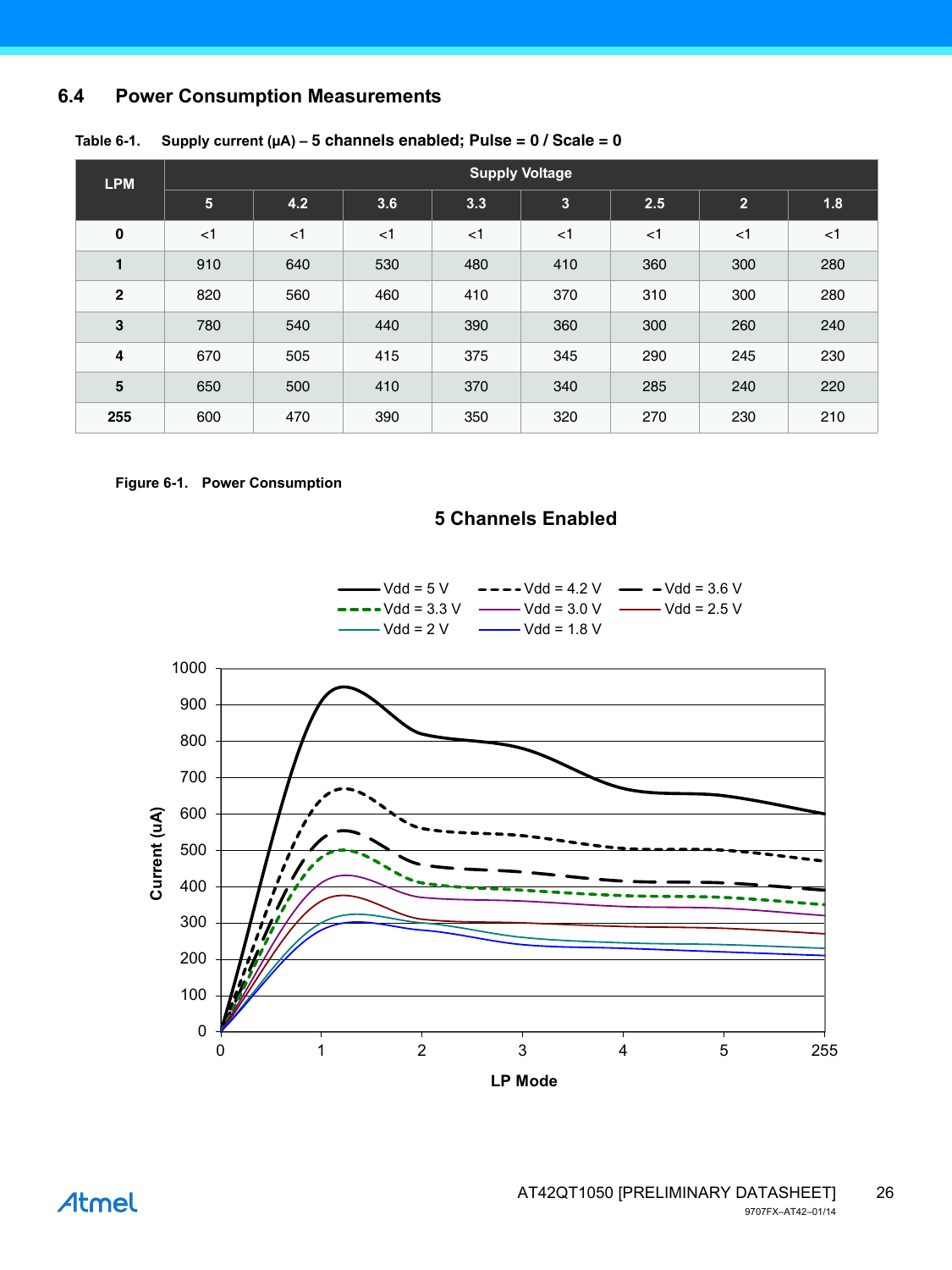## 6.4 Power Consumption Measurements

**Table 6-1. Supply current (µA) – 5 channels enabled; Pulse = 0 / Scale = 0**

| LPM | Supply Voltage | | | | | | | |
|---|---|---|---|---|---|---|---|---|
| | 5 | 4.2 | 3.6 | 3.3 | 3 | 2.5 | 2 | 1.8 |
| 0 | <1 | <1 | <1 | <1 | <1 | <1 | <1 | <1 |
| 1 | 910 | 640 | 530 | 480 | 410 | 360 | 300 | 280 |
| 2 | 820 | 560 | 460 | 410 | 370 | 310 | 300 | 280 |
| 3 | 780 | 540 | 440 | 390 | 360 | 300 | 260 | 240 |
| 4 | 670 | 505 | 415 | 375 | 345 | 290 | 245 | 230 |
| 5 | 650 | 500 | 410 | 370 | 340 | 285 | 240 | 220 |
| 255 | 600 | 470 | 390 | 350 | 320 | 270 | 230 | 210 |

**Figure 6-1. Power Consumption**

**5 Channels Enabled**

Vdd = 5 V, Vdd = 4.2 V, Vdd = 3.6 V, Vdd = 3.3 V, Vdd = 3.0 V, Vdd = 2.5 V, Vdd = 2 V, Vdd = 1.8 V

Current (uA): 0, 100, 200, 300, 400, 500, 600, 700, 800, 900, 1000

LP Mode: 0, 1, 2, 3, 4, 5, 255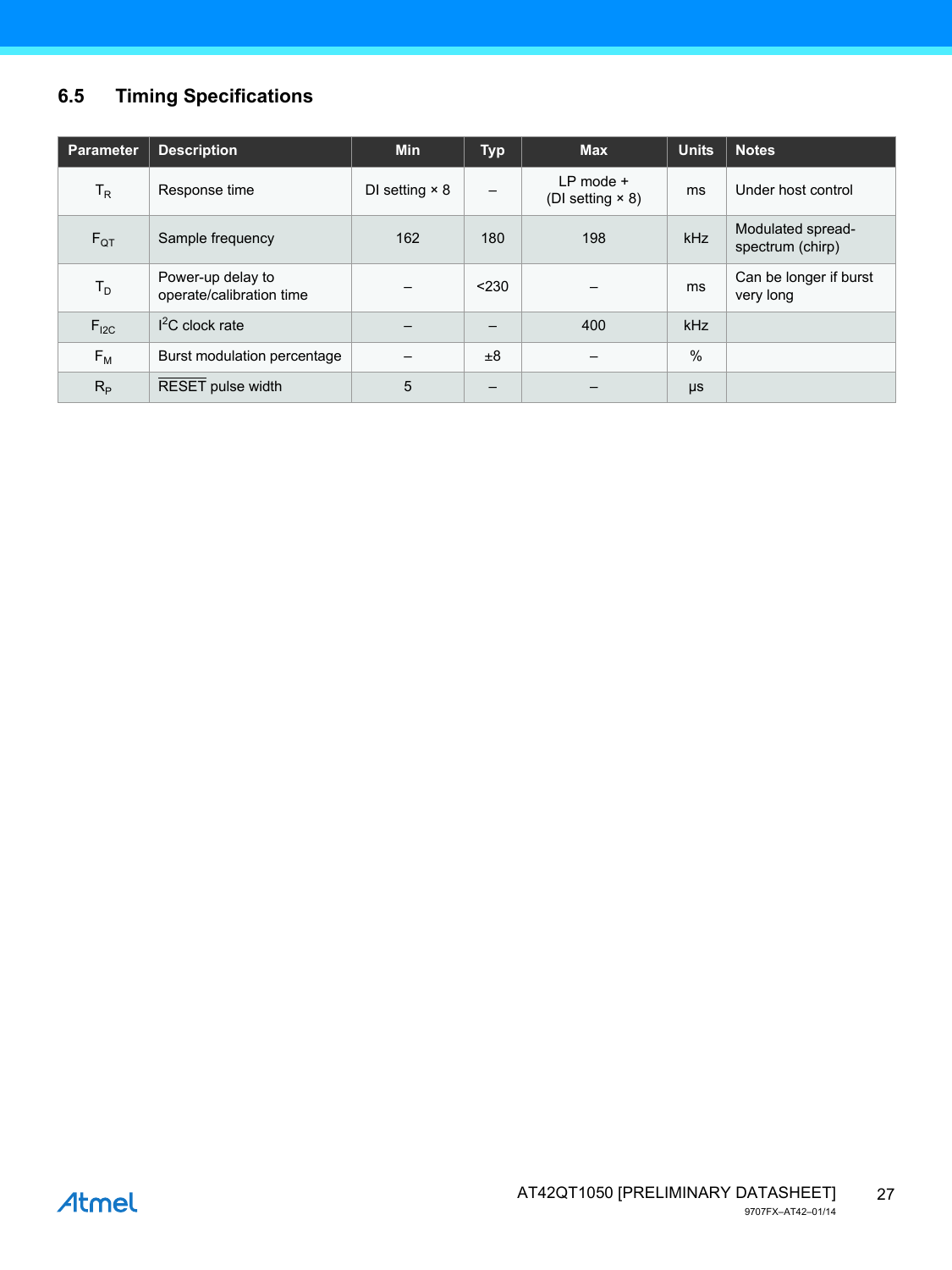## 6.5 Timing Specifications

| Parameter | Description | Min | Typ | Max | Units | Notes |
|---|---|---|---|---|---|---|
| $T_R$ | Response time | DI setting × 8 | – | LP mode + (DI setting × 8) | ms | Under host control |
| $F_{QT}$ | Sample frequency | 162 | 180 | 198 | kHz | Modulated spread-spectrum (chirp) |
| $T_D$ | Power-up delay to operate/calibration time | – | <230 | – | ms | Can be longer if burst very long |
| $F_{I2C}$ | $I^2C$ clock rate | – | – | 400 | kHz | |
| $F_M$ | Burst modulation percentage | – | ±8 | – | % | |
| $R_P$ | $\overline{\text{RESET}}$ pulse width | 5 | – | – | µs | |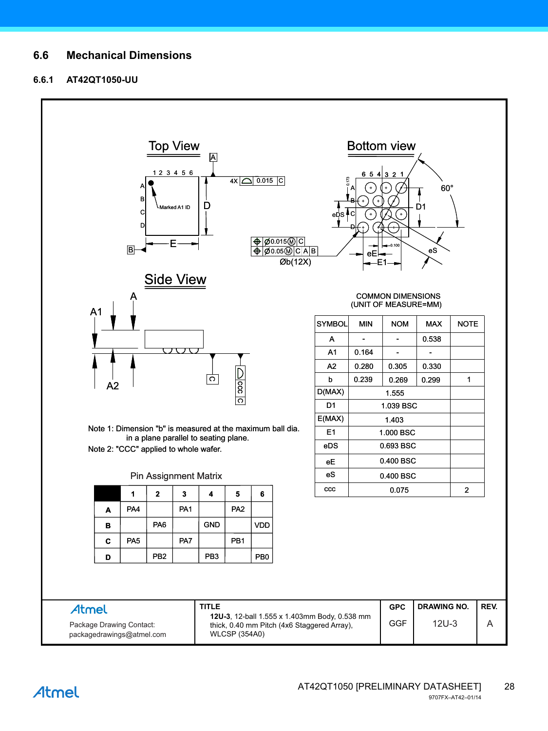## 6.6 Mechanical Dimensions

### 6.6.1 AT42QT1050-UU

Top View

Bottom view

Side View

Note 1: Dimension "b" is measured at the maximum ball dia. in a plane parallel to seating plane.

Note 2: "CCC" applied to whole wafer.

Pin Assignment Matrix

| | 1 | 2 | 3 | 4 | 5 | 6 |
|---|---|---|---|---|---|---|
| **A** | PA4 | | PA1 | | PA2 | |
| **B** | | PA6 | | GND | | VDD |
| **C** | PA5 | | PA7 | | PB1 | |
| **D** | | PB2 | | PB3 | | PB0 |

COMMON DIMENSIONS
(UNIT OF MEASURE=MM)

| SYMBOL | MIN | NOM | MAX | NOTE |
|---|---|---|---|---|
| A | - | - | 0.538 | |
| A1 | 0.164 | - | - | |
| A2 | 0.280 | 0.305 | 0.330 | |
| b | 0.239 | 0.269 | 0.299 | 1 |
| D(MAX) | 1.555 | | | |
| D1 | 1.039 BSC | | | |
| E(MAX) | 1.403 | | | |
| E1 | 1.000 BSC | | | |
| eDS | 0.693 BSC | | | |
| eE | 0.400 BSC | | | |
| eS | 0.400 BSC | | | |
| ccc | 0.075 | | | 2 |

| Atmel<br>Package Drawing Contact:<br>packagedrawings@atmel.com | TITLE<br>**12U-3**, 12-ball 1.555 x 1.403mm Body, 0.538 mm thick, 0.40 mm Pitch (4x6 Staggered Array), WLCSP (354A0) | GPC<br>GGF | DRAWING NO.<br>12U-3 | REV.<br>A |
|---|---|---|---|---|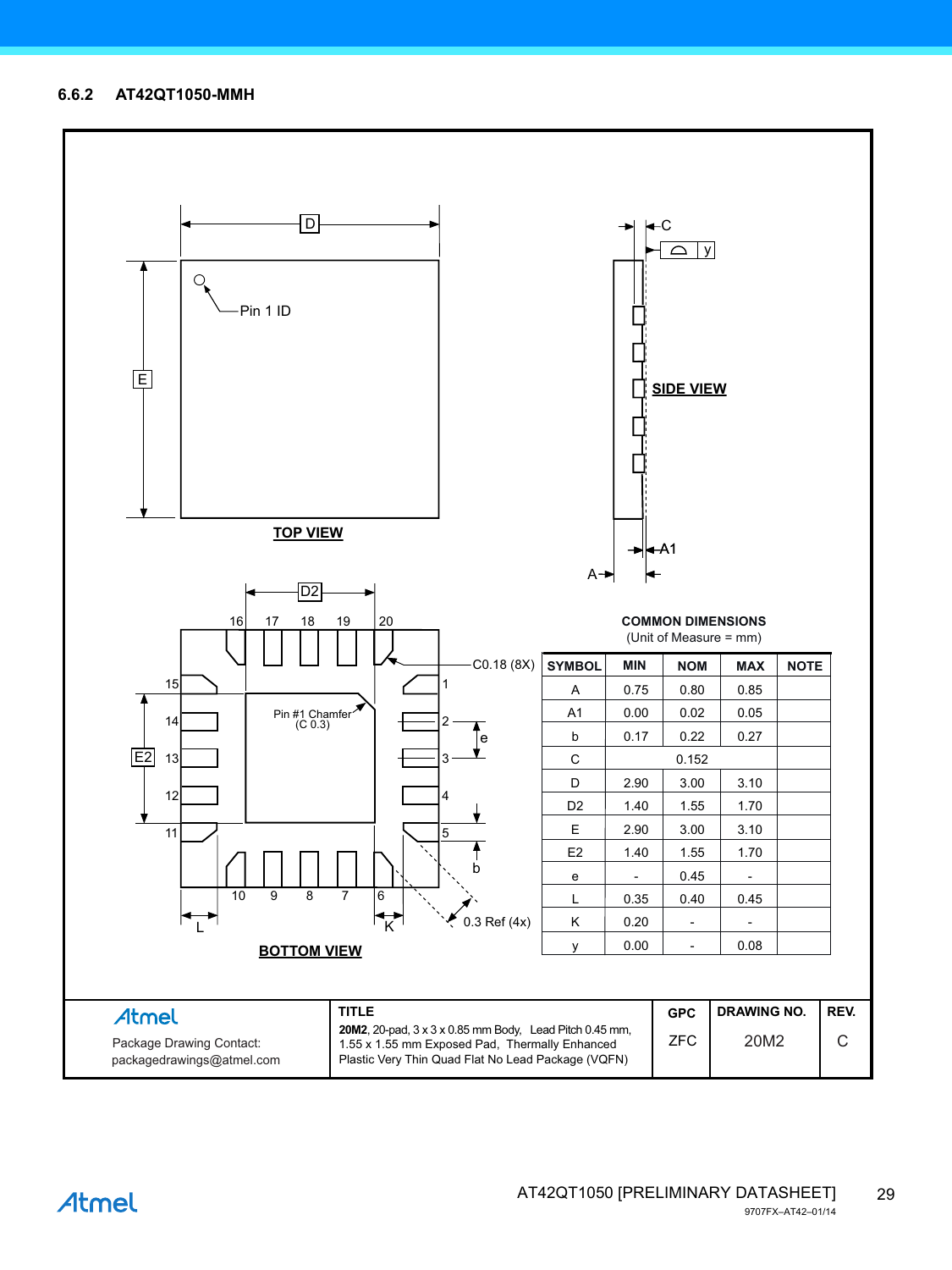### 6.6.2 AT42QT1050-MMH

TOP VIEW

SIDE VIEW

BOTTOM VIEW

Pin 1 ID

Pin #1 Chamfer (C 0.3)

C0.18 (8X)

0.3 Ref (4x)

**COMMON DIMENSIONS**
(Unit of Measure = mm)

| SYMBOL | MIN | NOM | MAX | NOTE |
|---|---|---|---|---|
| A | 0.75 | 0.80 | 0.85 | |
| A1 | 0.00 | 0.02 | 0.05 | |
| b | 0.17 | 0.22 | 0.27 | |
| C | | 0.152 | | |
| D | 2.90 | 3.00 | 3.10 | |
| D2 | 1.40 | 1.55 | 1.70 | |
| E | 2.90 | 3.00 | 3.10 | |
| E2 | 1.40 | 1.55 | 1.70 | |
| e | - | 0.45 | - | |
| L | 0.35 | 0.40 | 0.45 | |
| K | 0.20 | - | - | |
| y | 0.00 | - | 0.08 | |

| Atmel | TITLE | GPC | DRAWING NO. | REV. |
|---|---|---|---|---|
| Package Drawing Contact: packagedrawings@atmel.com | **20M2**, 20-pad, 3 x 3 x 0.85 mm Body, Lead Pitch 0.45 mm, 1.55 x 1.55 mm Exposed Pad, Thermally Enhanced Plastic Very Thin Quad Flat No Lead Package (VQFN) | ZFC | 20M2 | C |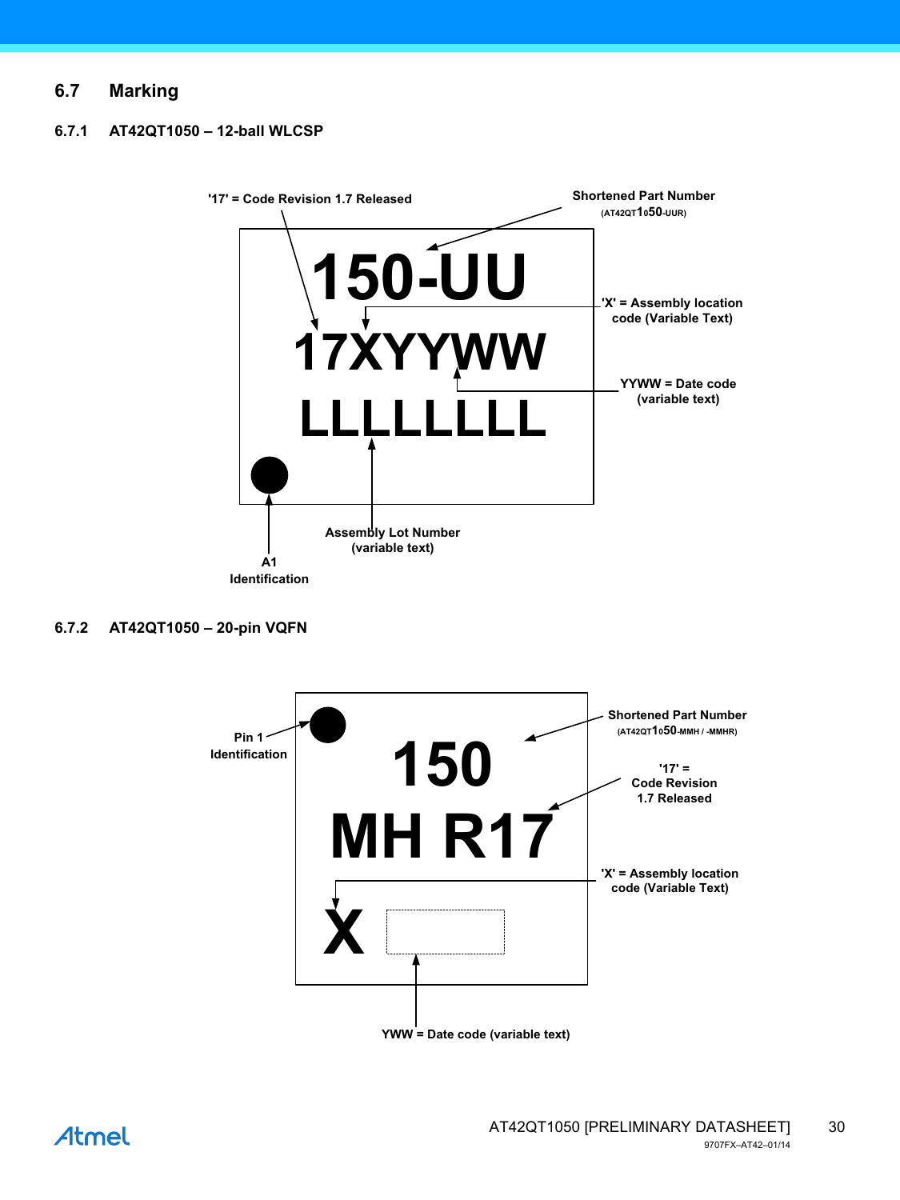## 6.7 Marking

### 6.7.1 AT42QT1050 – 12-ball WLCSP

'17' = Code Revision 1.7 Released

Shortened Part Number
(AT42QT1050-UUR)

150-UU
17XYYWW
LLLLLLL

'X' = Assembly location code (Variable Text)

YYWW = Date code (variable text)

Assembly Lot Number (variable text)

A1 Identification

### 6.7.2 AT42QT1050 – 20-pin VQFN

Pin 1 Identification

Shortened Part Number
(AT42QT1050-MMH / -MMHR)

150
MH R17
X

'17' = Code Revision 1.7 Released

'X' = Assembly location code (Variable Text)

YWW = Date code (variable text)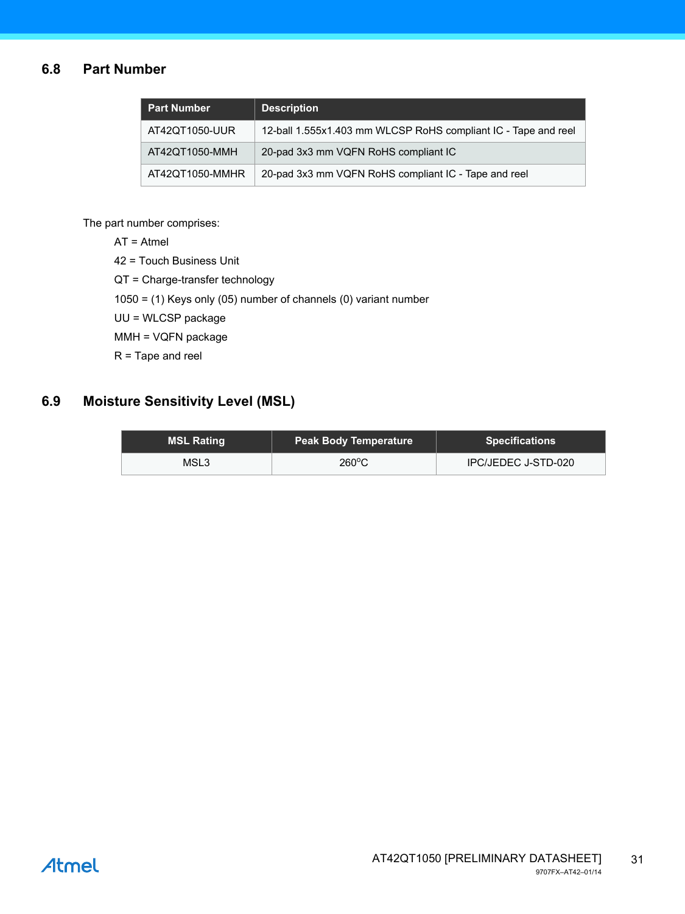## 6.8 Part Number

| Part Number | Description |
|---|---|
| AT42QT1050-UUR | 12-ball 1.555x1.403 mm WLCSP RoHS compliant IC - Tape and reel |
| AT42QT1050-MMH | 20-pad 3x3 mm VQFN RoHS compliant IC |
| AT42QT1050-MMHR | 20-pad 3x3 mm VQFN RoHS compliant IC - Tape and reel |

The part number comprises:

AT = Atmel

42 = Touch Business Unit

QT = Charge-transfer technology

1050 = (1) Keys only (05) number of channels (0) variant number

UU = WLCSP package

MMH = VQFN package

R = Tape and reel

## 6.9 Moisture Sensitivity Level (MSL)

| MSL Rating | Peak Body Temperature | Specifications |
|---|---|---|
| MSL3 | 260°C | IPC/JEDEC J-STD-020 |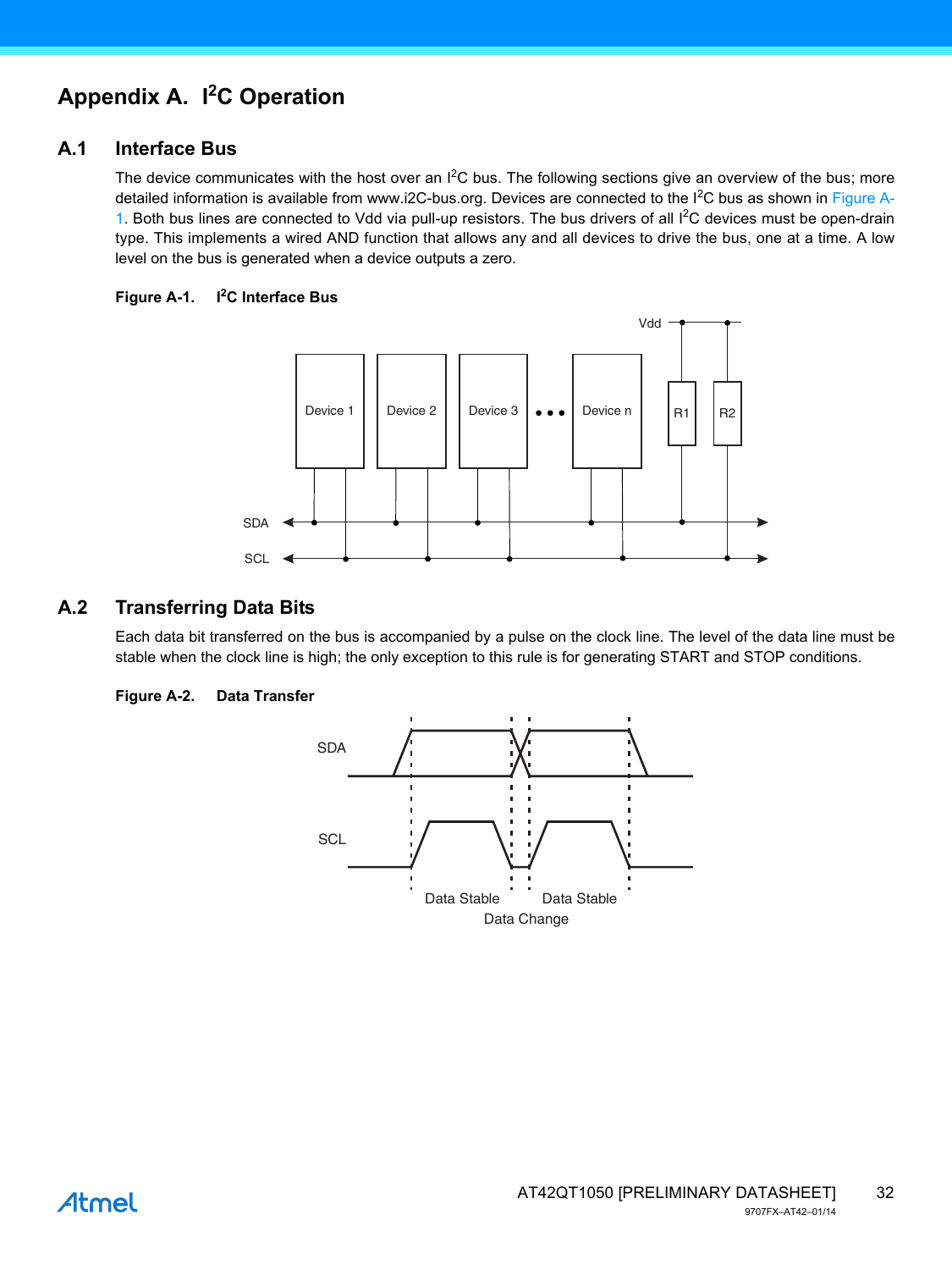# Appendix A. I²C Operation

## A.1 Interface Bus

The device communicates with the host over an I²C bus. The following sections give an overview of the bus; more detailed information is available from www.i2C-bus.org. Devices are connected to the I²C bus as shown in Figure A-1. Both bus lines are connected to Vdd via pull-up resistors. The bus drivers of all I²C devices must be open-drain type. This implements a wired AND function that allows any and all devices to drive the bus, one at a time. A low level on the bus is generated when a device outputs a zero.

**Figure A-1. I²C Interface Bus**

## A.2 Transferring Data Bits

Each data bit transferred on the bus is accompanied by a pulse on the clock line. The level of the data line must be stable when the clock line is high; the only exception to this rule is for generating START and STOP conditions.

**Figure A-2. Data Transfer**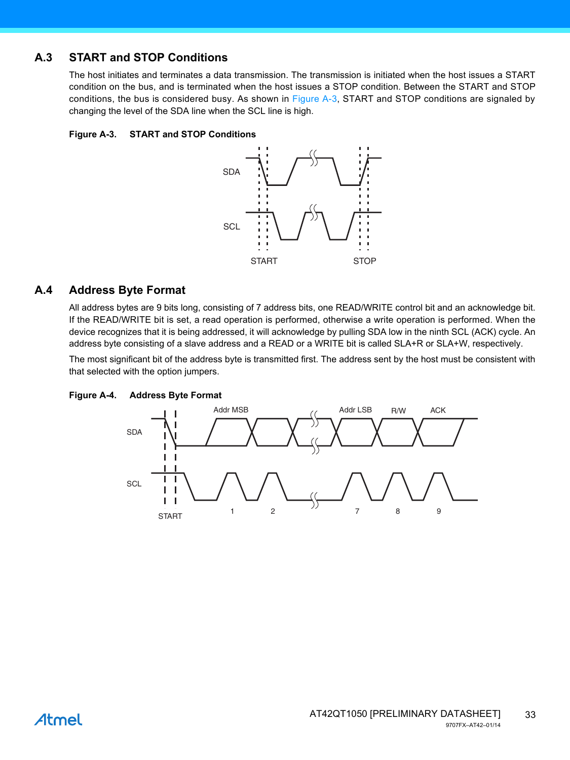## A.3 START and STOP Conditions

The host initiates and terminates a data transmission. The transmission is initiated when the host issues a START condition on the bus, and is terminated when the host issues a STOP condition. Between the START and STOP conditions, the bus is considered busy. As shown in Figure A-3, START and STOP conditions are signaled by changing the level of the SDA line when the SCL line is high.

**Figure A-3. START and STOP Conditions**

## A.4 Address Byte Format

All address bytes are 9 bits long, consisting of 7 address bits, one READ/WRITE control bit and an acknowledge bit. If the READ/WRITE bit is set, a read operation is performed, otherwise a write operation is performed. When the device recognizes that it is being addressed, it will acknowledge by pulling SDA low in the ninth SCL (ACK) cycle. An address byte consisting of a slave address and a READ or a WRITE bit is called SLA+R or SLA+W, respectively.

The most significant bit of the address byte is transmitted first. The address sent by the host must be consistent with that selected with the option jumpers.

**Figure A-4. Address Byte Format**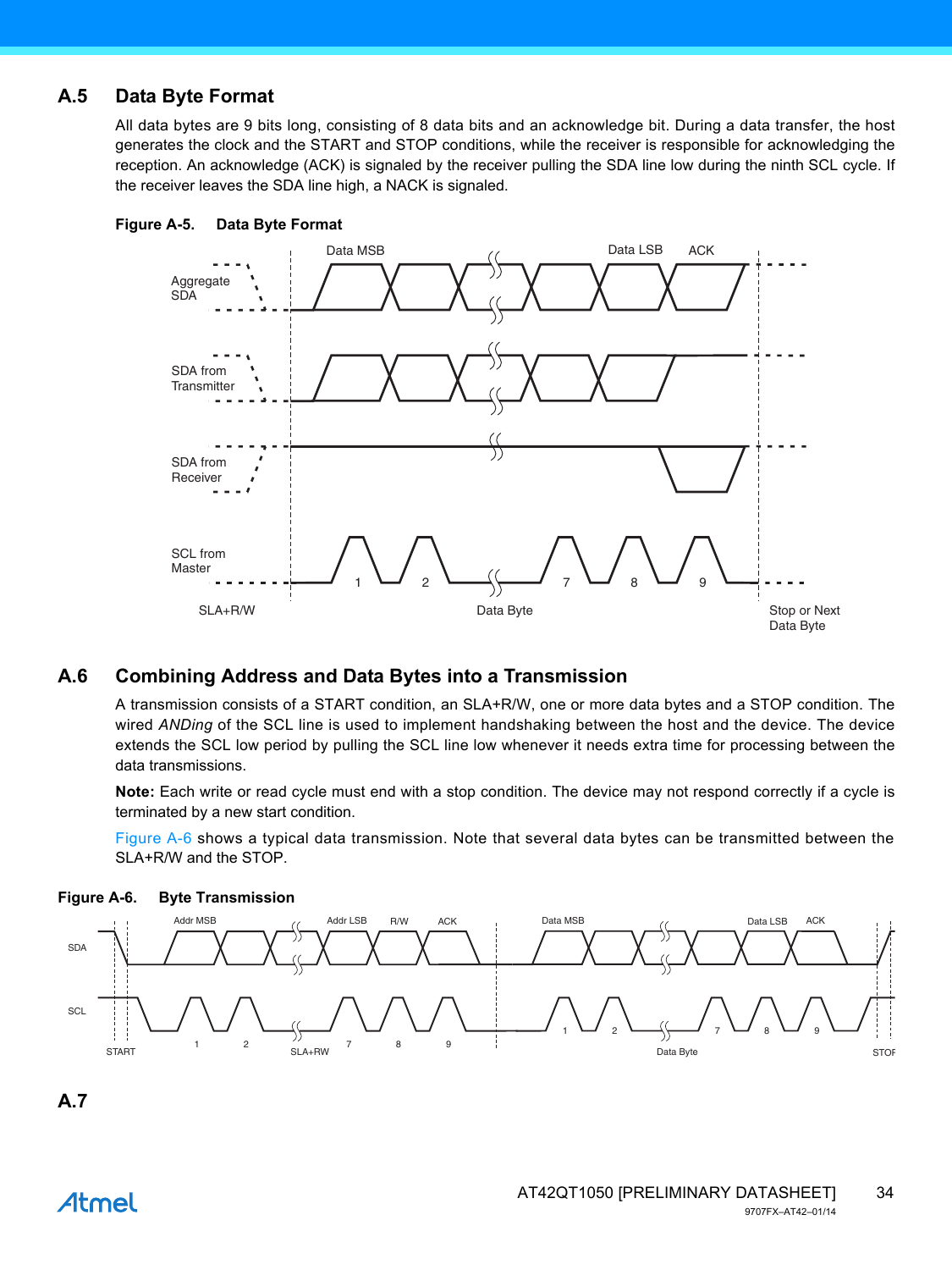## A.5 Data Byte Format

All data bytes are 9 bits long, consisting of 8 data bits and an acknowledge bit. During a data transfer, the host generates the clock and the START and STOP conditions, while the receiver is responsible for acknowledging the reception. An acknowledge (ACK) is signaled by the receiver pulling the SDA line low during the ninth SCL cycle. If the receiver leaves the SDA line high, a NACK is signaled.

**Figure A-5. Data Byte Format**

## A.6 Combining Address and Data Bytes into a Transmission

A transmission consists of a START condition, an SLA+R/W, one or more data bytes and a STOP condition. The wired *ANDing* of the SCL line is used to implement handshaking between the host and the device. The device extends the SCL low period by pulling the SCL line low whenever it needs extra time for processing between the data transmissions.

**Note:** Each write or read cycle must end with a stop condition. The device may not respond correctly if a cycle is terminated by a new start condition.

Figure A-6 shows a typical data transmission. Note that several data bytes can be transmitted between the SLA+R/W and the STOP.

**Figure A-6. Byte Transmission**

## A.7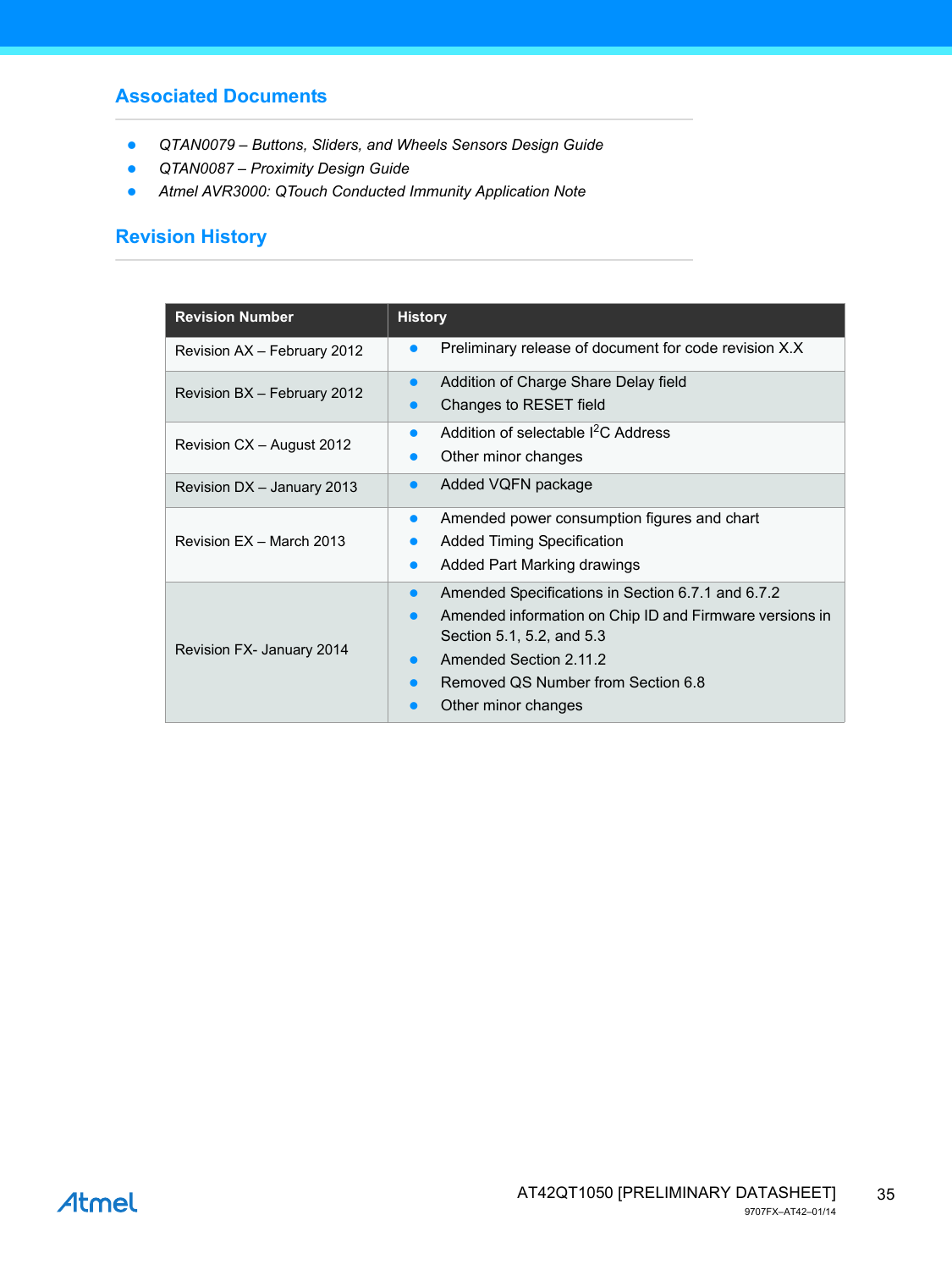## Associated Documents

- *QTAN0079 – Buttons, Sliders, and Wheels Sensors Design Guide*
- *QTAN0087 – Proximity Design Guide*
- *Atmel AVR3000: QTouch Conducted Immunity Application Note*

## Revision History

| Revision Number | History |
|---|---|
| Revision AX – February 2012 | • Preliminary release of document for code revision X.X |
| Revision BX – February 2012 | • Addition of Charge Share Delay field<br>• Changes to RESET field |
| Revision CX – August 2012 | • Addition of selectable $I^2C$ Address<br>• Other minor changes |
| Revision DX – January 2013 | • Added VQFN package |
| Revision EX – March 2013 | • Amended power consumption figures and chart<br>• Added Timing Specification<br>• Added Part Marking drawings |
| Revision FX- January 2014 | • Amended Specifications in Section 6.7.1 and 6.7.2<br>• Amended information on Chip ID and Firmware versions in Section 5.1, 5.2, and 5.3<br>• Amended Section 2.11.2<br>• Removed QS Number from Section 6.8<br>• Other minor changes |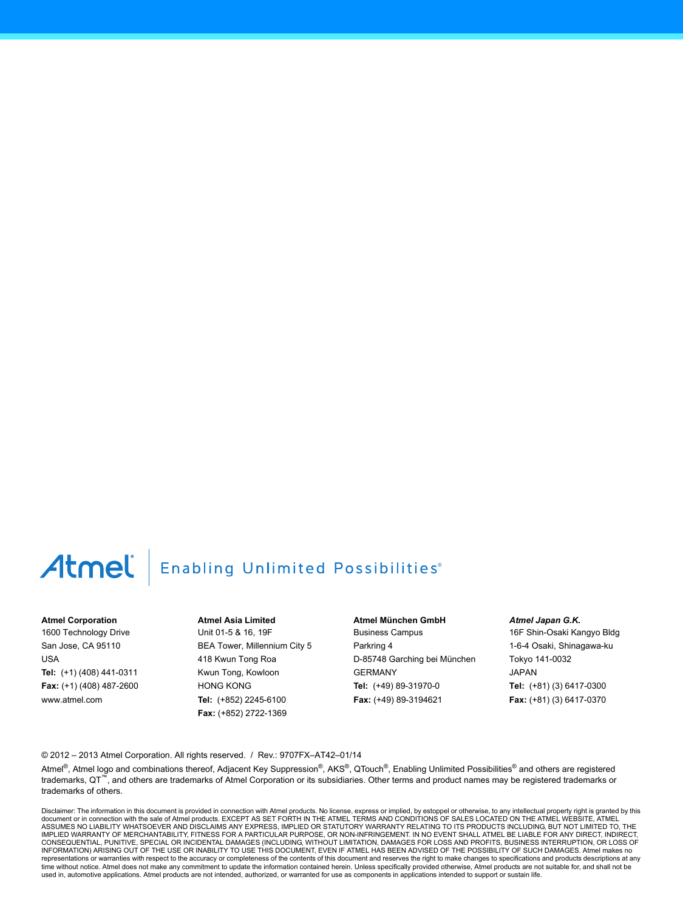Atmel | Enabling Unlimited Possibilities®

**Atmel Corporation**
1600 Technology Drive
San Jose, CA 95110
USA
**Tel:** (+1) (408) 441-0311
**Fax:** (+1) (408) 487-2600
www.atmel.com

**Atmel Asia Limited**
Unit 01-5 & 16, 19F
BEA Tower, Millennium City 5
418 Kwun Tong Roa
Kwun Tong, Kowloon
HONG KONG
**Tel:** (+852) 2245-6100
**Fax:** (+852) 2722-1369

**Atmel München GmbH**
Business Campus
Parkring 4
D-85748 Garching bei München
GERMANY
**Tel:** (+49) 89-31970-0
**Fax:** (+49) 89-3194621

***Atmel Japan G.K.***
16F Shin-Osaki Kangyo Bldg
1-6-4 Osaki, Shinagawa-ku
Tokyo 141-0032
JAPAN
**Tel:** (+81) (3) 6417-0300
**Fax:** (+81) (3) 6417-0370

© 2012 – 2013 Atmel Corporation. All rights reserved. / Rev.: 9707FX–AT42–01/14

Atmel®, Atmel logo and combinations thereof, Adjacent Key Suppression®, AKS®, QTouch®, Enabling Unlimited Possibilities® and others are registered trademarks, QT™, and others are trademarks of Atmel Corporation or its subsidiaries. Other terms and product names may be registered trademarks or trademarks of others.

Disclaimer: The information in this document is provided in connection with Atmel products. No license, express or implied, by estoppel or otherwise, to any intellectual property right is granted by this document or in connection with the sale of Atmel products. EXCEPT AS SET FORTH IN THE ATMEL TERMS AND CONDITIONS OF SALES LOCATED ON THE ATMEL WEBSITE, ATMEL ASSUMES NO LIABILITY WHATSOEVER AND DISCLAIMS ANY EXPRESS, IMPLIED OR STATUTORY WARRANTY RELATING TO ITS PRODUCTS INCLUDING, BUT NOT LIMITED TO, THE IMPLIED WARRANTY OF MERCHANTABILITY, FITNESS FOR A PARTICULAR PURPOSE, OR NON-INFRINGEMENT. IN NO EVENT SHALL ATMEL BE LIABLE FOR ANY DIRECT, INDIRECT, CONSEQUENTIAL, PUNITIVE, SPECIAL OR INCIDENTAL DAMAGES (INCLUDING, WITHOUT LIMITATION, DAMAGES FOR LOSS AND PROFITS, BUSINESS INTERRUPTION, OR LOSS OF INFORMATION) ARISING OUT OF THE USE OR INABILITY TO USE THIS DOCUMENT, EVEN IF ATMEL HAS BEEN ADVISED OF THE POSSIBILITY OF SUCH DAMAGES. Atmel makes no representations or warranties with respect to the accuracy or completeness of the contents of this document and reserves the right to make changes to specifications and products descriptions at any time without notice. Atmel does not make any commitment to update the information contained herein. Unless specifically provided otherwise, Atmel products are not suitable for, and shall not be used in, automotive applications. Atmel products are not intended, authorized, or warranted for use as components in applications intended to support or sustain life.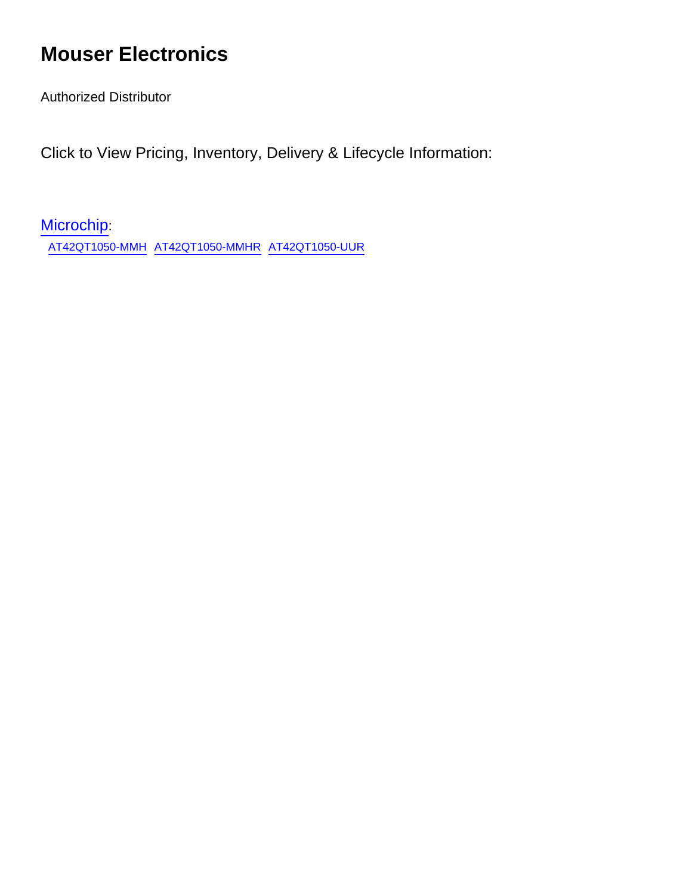# Mouser Electronics

Authorized Distributor

Click to View Pricing, Inventory, Delivery & Lifecycle Information:

Microchip:

AT42QT1050-MMH AT42QT1050-MMHR AT42QT1050-UUR